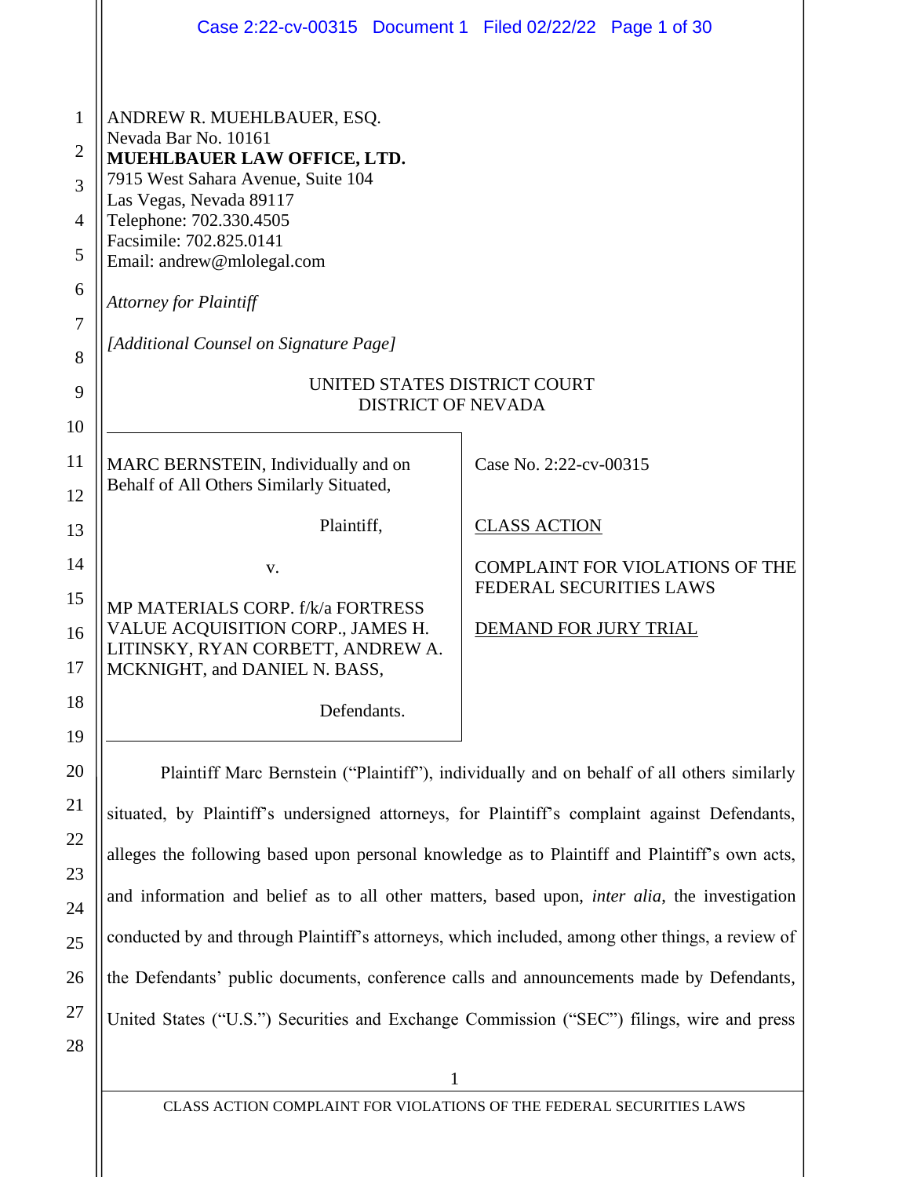ANDREW R. MUEHLBAUER, ESQ.
Nevada Bar No. 10161
**MUEHLBAUER LAW OFFICE, LTD.**
7915 West Sahara Avenue, Suite 104
Las Vegas, Nevada 89117
Telephone: 702.330.4505
Facsimile: 702.825.0141
Email: andrew@mlolegal.com

*Attorney for Plaintiff*

*[Additional Counsel on Signature Page]*

UNITED STATES DISTRICT COURT
DISTRICT OF NEVADA

MARC BERNSTEIN, Individually and on Behalf of All Others Similarly Situated,

Plaintiff,

v.

MP MATERIALS CORP. f/k/a FORTRESS VALUE ACQUISITION CORP., JAMES H. LITINSKY, RYAN CORBETT, ANDREW A. MCKNIGHT, and DANIEL N. BASS,

Defendants.

Case No. 2:22-cv-00315

CLASS ACTION

COMPLAINT FOR VIOLATIONS OF THE FEDERAL SECURITIES LAWS

DEMAND FOR JURY TRIAL

Plaintiff Marc Bernstein ("Plaintiff"), individually and on behalf of all others similarly situated, by Plaintiff's undersigned attorneys, for Plaintiff's complaint against Defendants, alleges the following based upon personal knowledge as to Plaintiff and Plaintiff's own acts, and information and belief as to all other matters, based upon, *inter alia*, the investigation conducted by and through Plaintiff's attorneys, which included, among other things, a review of the Defendants' public documents, conference calls and announcements made by Defendants, United States ("U.S.") Securities and Exchange Commission ("SEC") filings, wire and press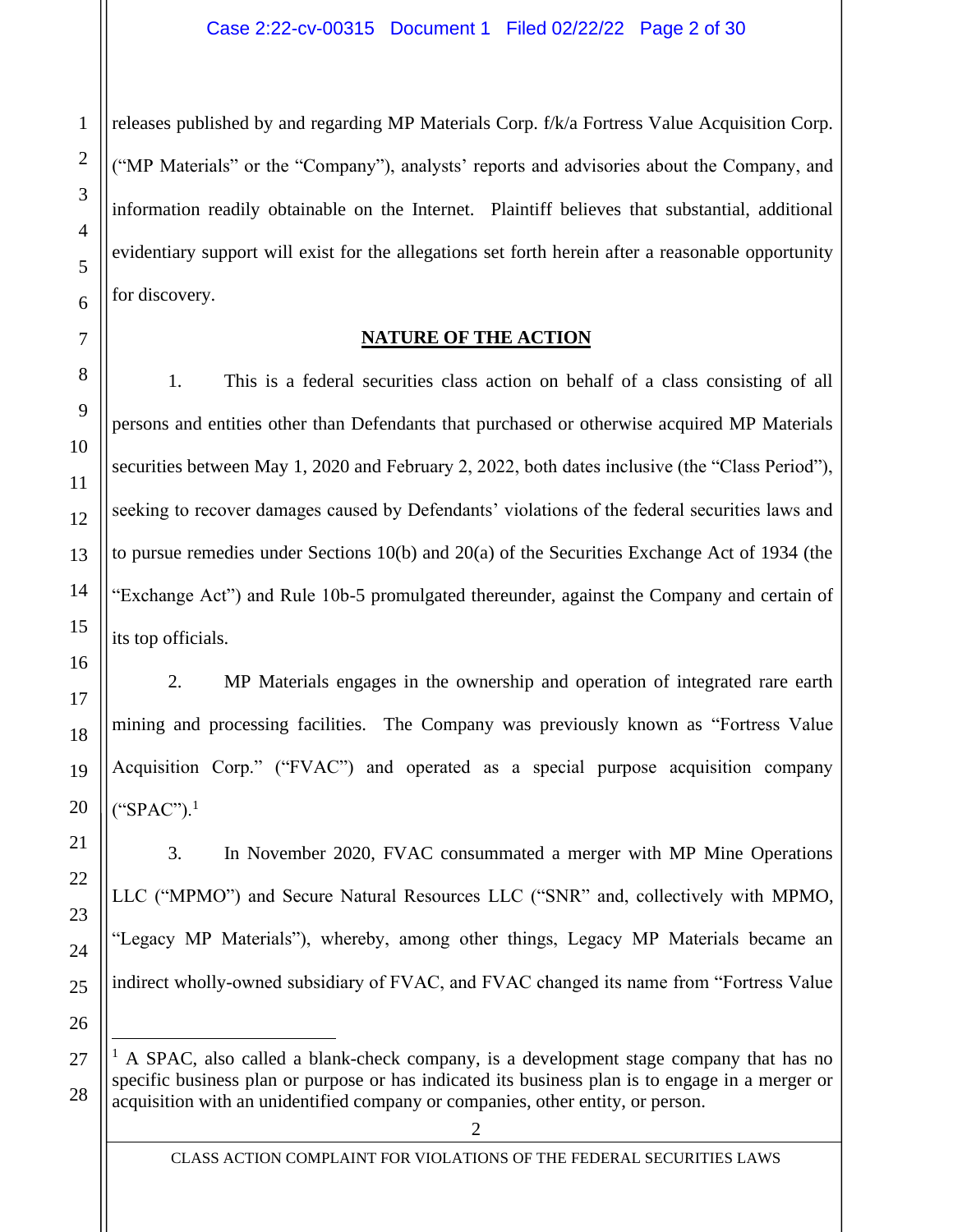releases published by and regarding MP Materials Corp. f/k/a Fortress Value Acquisition Corp. ("MP Materials" or the "Company"), analysts' reports and advisories about the Company, and information readily obtainable on the Internet. Plaintiff believes that substantial, additional evidentiary support will exist for the allegations set forth herein after a reasonable opportunity for discovery.

## NATURE OF THE ACTION

1. This is a federal securities class action on behalf of a class consisting of all persons and entities other than Defendants that purchased or otherwise acquired MP Materials securities between May 1, 2020 and February 2, 2022, both dates inclusive (the "Class Period"), seeking to recover damages caused by Defendants' violations of the federal securities laws and to pursue remedies under Sections 10(b) and 20(a) of the Securities Exchange Act of 1934 (the "Exchange Act") and Rule 10b-5 promulgated thereunder, against the Company and certain of its top officials.

2. MP Materials engages in the ownership and operation of integrated rare earth mining and processing facilities. The Company was previously known as "Fortress Value Acquisition Corp." ("FVAC") and operated as a special purpose acquisition company ("SPAC").[1]

3. In November 2020, FVAC consummated a merger with MP Mine Operations LLC ("MPMO") and Secure Natural Resources LLC ("SNR" and, collectively with MPMO, "Legacy MP Materials"), whereby, among other things, Legacy MP Materials became an indirect wholly-owned subsidiary of FVAC, and FVAC changed its name from "Fortress Value

---

[1] A SPAC, also called a blank-check company, is a development stage company that has no specific business plan or purpose or has indicated its business plan is to engage in a merger or acquisition with an unidentified company or companies, other entity, or person.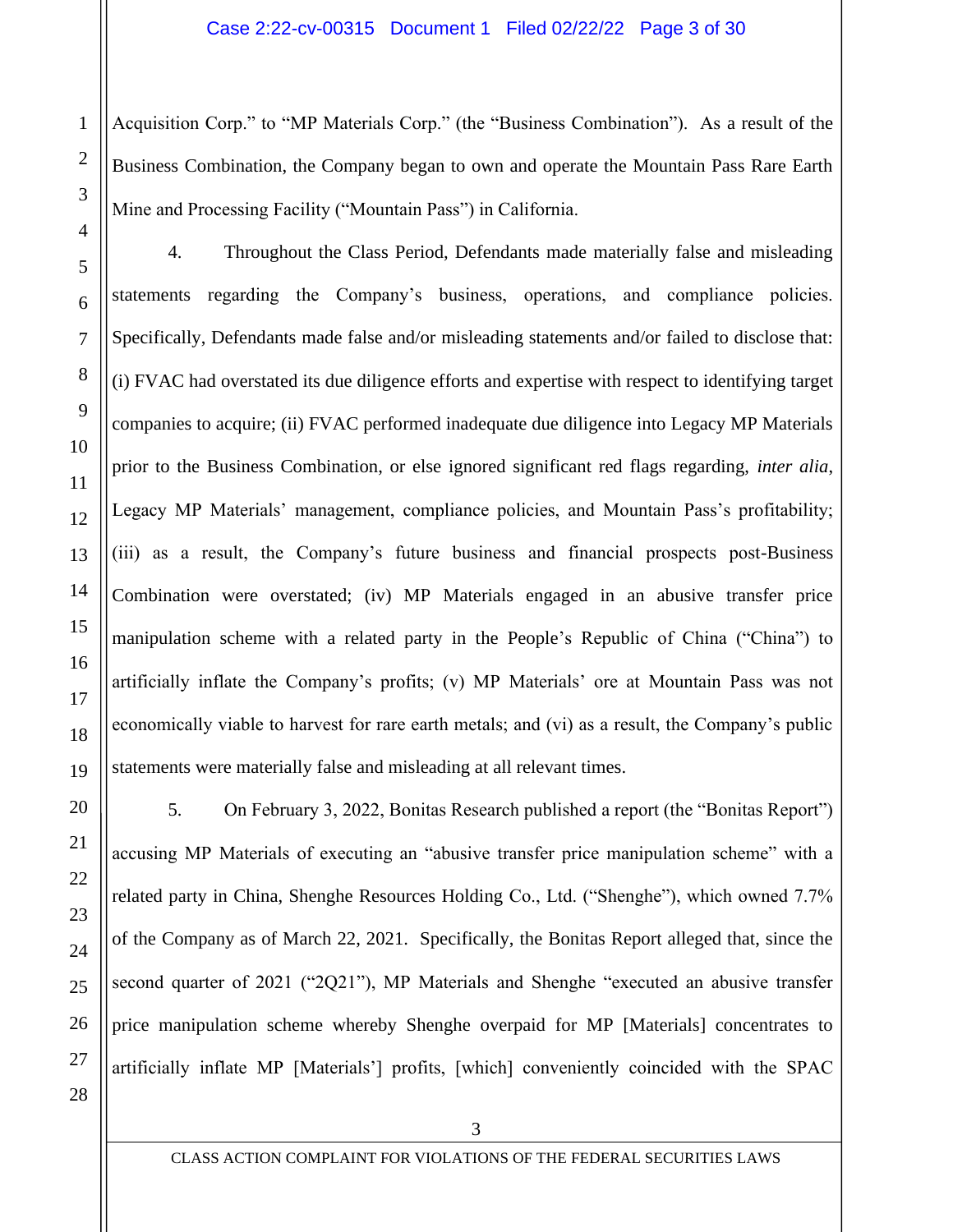Acquisition Corp." to "MP Materials Corp." (the "Business Combination"). As a result of the Business Combination, the Company began to own and operate the Mountain Pass Rare Earth Mine and Processing Facility ("Mountain Pass") in California.

4. Throughout the Class Period, Defendants made materially false and misleading statements regarding the Company's business, operations, and compliance policies. Specifically, Defendants made false and/or misleading statements and/or failed to disclose that: (i) FVAC had overstated its due diligence efforts and expertise with respect to identifying target companies to acquire; (ii) FVAC performed inadequate due diligence into Legacy MP Materials prior to the Business Combination, or else ignored significant red flags regarding, *inter alia*, Legacy MP Materials' management, compliance policies, and Mountain Pass's profitability; (iii) as a result, the Company's future business and financial prospects post-Business Combination were overstated; (iv) MP Materials engaged in an abusive transfer price manipulation scheme with a related party in the People's Republic of China ("China") to artificially inflate the Company's profits; (v) MP Materials' ore at Mountain Pass was not economically viable to harvest for rare earth metals; and (vi) as a result, the Company's public statements were materially false and misleading at all relevant times.

5. On February 3, 2022, Bonitas Research published a report (the "Bonitas Report") accusing MP Materials of executing an "abusive transfer price manipulation scheme" with a related party in China, Shenghe Resources Holding Co., Ltd. ("Shenghe"), which owned 7.7% of the Company as of March 22, 2021. Specifically, the Bonitas Report alleged that, since the second quarter of 2021 ("2Q21"), MP Materials and Shenghe "executed an abusive transfer price manipulation scheme whereby Shenghe overpaid for MP [Materials] concentrates to artificially inflate MP [Materials'] profits, [which] conveniently coincided with the SPAC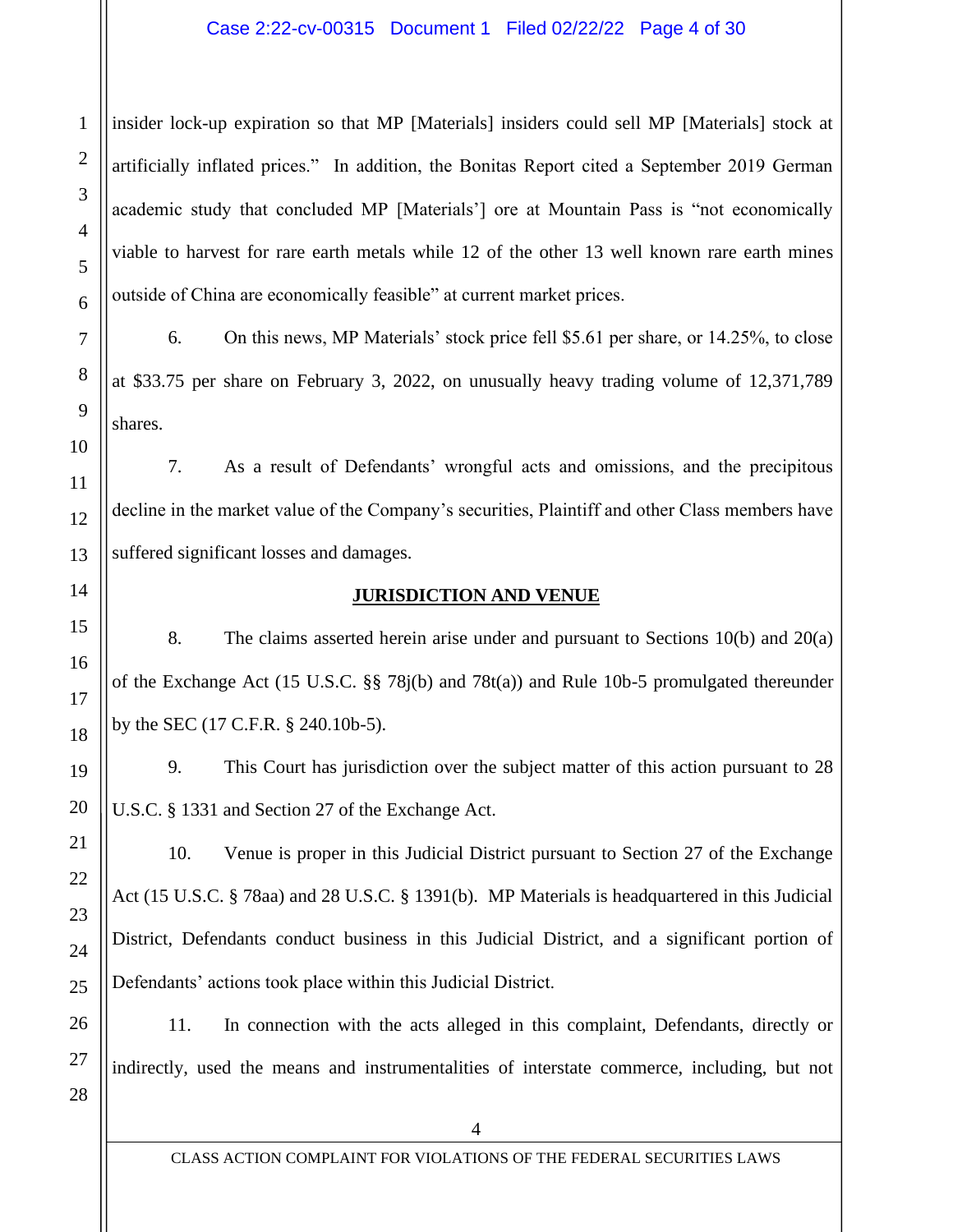insider lock-up expiration so that MP [Materials] insiders could sell MP [Materials] stock at artificially inflated prices." In addition, the Bonitas Report cited a September 2019 German academic study that concluded MP [Materials'] ore at Mountain Pass is "not economically viable to harvest for rare earth metals while 12 of the other 13 well known rare earth mines outside of China are economically feasible" at current market prices.

6. On this news, MP Materials' stock price fell $5.61 per share, or 14.25%, to close at $33.75 per share on February 3, 2022, on unusually heavy trading volume of 12,371,789 shares.

7. As a result of Defendants' wrongful acts and omissions, and the precipitous decline in the market value of the Company's securities, Plaintiff and other Class members have suffered significant losses and damages.

## JURISDICTION AND VENUE

8. The claims asserted herein arise under and pursuant to Sections 10(b) and 20(a) of the Exchange Act (15 U.S.C. §§ 78j(b) and 78t(a)) and Rule 10b-5 promulgated thereunder by the SEC (17 C.F.R. § 240.10b-5).

9. This Court has jurisdiction over the subject matter of this action pursuant to 28 U.S.C. § 1331 and Section 27 of the Exchange Act.

10. Venue is proper in this Judicial District pursuant to Section 27 of the Exchange Act (15 U.S.C. § 78aa) and 28 U.S.C. § 1391(b). MP Materials is headquartered in this Judicial District, Defendants conduct business in this Judicial District, and a significant portion of Defendants' actions took place within this Judicial District.

11. In connection with the acts alleged in this complaint, Defendants, directly or indirectly, used the means and instrumentalities of interstate commerce, including, but not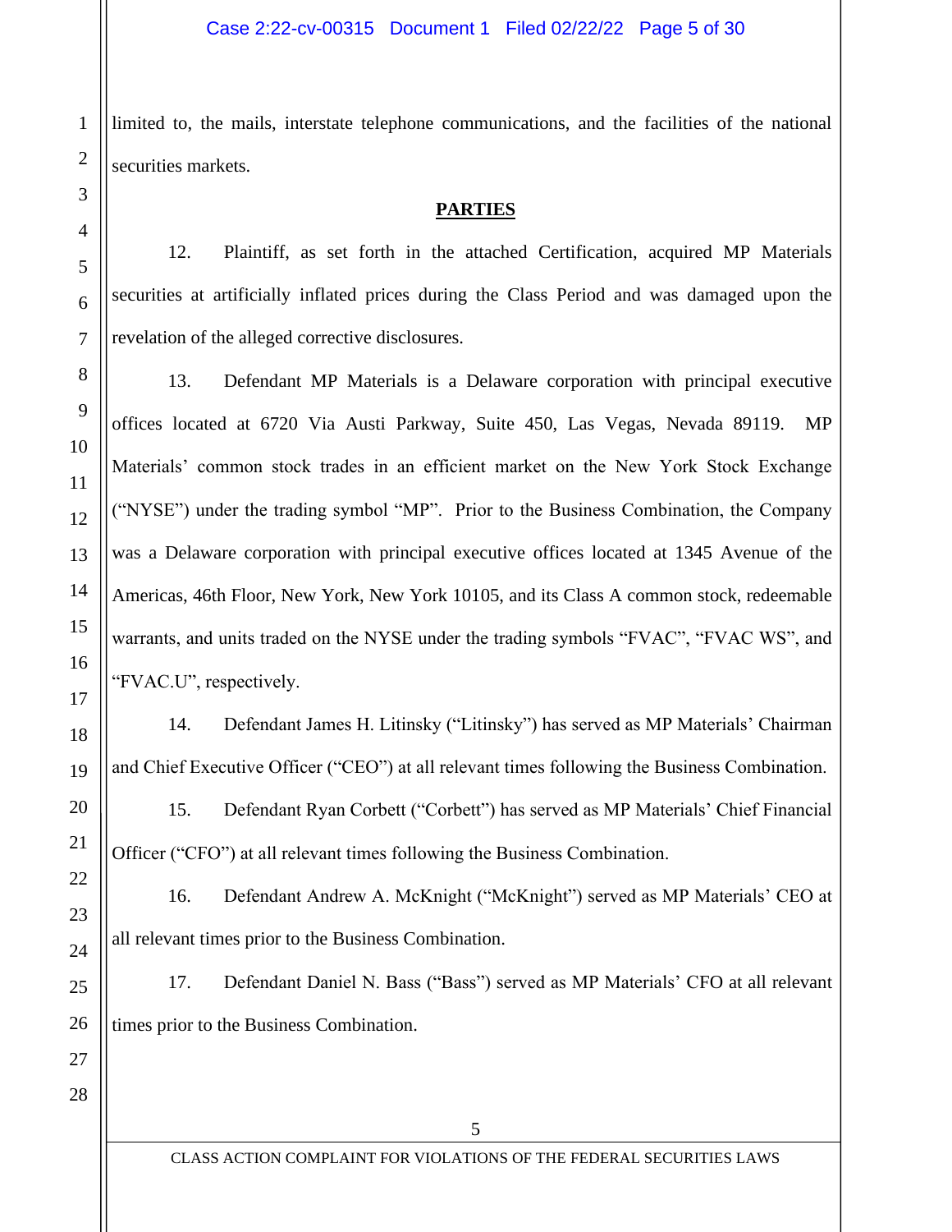limited to, the mails, interstate telephone communications, and the facilities of the national securities markets.

## PARTIES

12. Plaintiff, as set forth in the attached Certification, acquired MP Materials securities at artificially inflated prices during the Class Period and was damaged upon the revelation of the alleged corrective disclosures.

13. Defendant MP Materials is a Delaware corporation with principal executive offices located at 6720 Via Austi Parkway, Suite 450, Las Vegas, Nevada 89119. MP Materials' common stock trades in an efficient market on the New York Stock Exchange ("NYSE") under the trading symbol "MP". Prior to the Business Combination, the Company was a Delaware corporation with principal executive offices located at 1345 Avenue of the Americas, 46th Floor, New York, New York 10105, and its Class A common stock, redeemable warrants, and units traded on the NYSE under the trading symbols "FVAC", "FVAC WS", and "FVAC.U", respectively.

14. Defendant James H. Litinsky ("Litinsky") has served as MP Materials' Chairman and Chief Executive Officer ("CEO") at all relevant times following the Business Combination.

15. Defendant Ryan Corbett ("Corbett") has served as MP Materials' Chief Financial Officer ("CFO") at all relevant times following the Business Combination.

16. Defendant Andrew A. McKnight ("McKnight") served as MP Materials' CEO at all relevant times prior to the Business Combination.

17. Defendant Daniel N. Bass ("Bass") served as MP Materials' CFO at all relevant times prior to the Business Combination.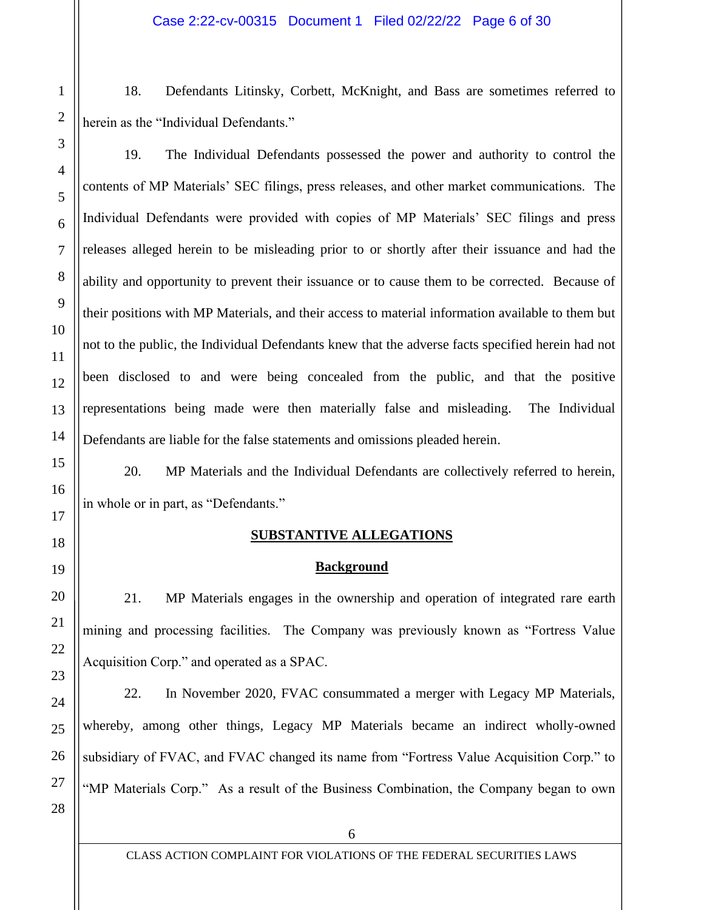18. Defendants Litinsky, Corbett, McKnight, and Bass are sometimes referred to herein as the "Individual Defendants."

19. The Individual Defendants possessed the power and authority to control the contents of MP Materials' SEC filings, press releases, and other market communications. The Individual Defendants were provided with copies of MP Materials' SEC filings and press releases alleged herein to be misleading prior to or shortly after their issuance and had the ability and opportunity to prevent their issuance or to cause them to be corrected. Because of their positions with MP Materials, and their access to material information available to them but not to the public, the Individual Defendants knew that the adverse facts specified herein had not been disclosed to and were being concealed from the public, and that the positive representations being made were then materially false and misleading. The Individual Defendants are liable for the false statements and omissions pleaded herein.

20. MP Materials and the Individual Defendants are collectively referred to herein, in whole or in part, as "Defendants."

## SUBSTANTIVE ALLEGATIONS

### Background

21. MP Materials engages in the ownership and operation of integrated rare earth mining and processing facilities. The Company was previously known as "Fortress Value Acquisition Corp." and operated as a SPAC.

22. In November 2020, FVAC consummated a merger with Legacy MP Materials, whereby, among other things, Legacy MP Materials became an indirect wholly-owned subsidiary of FVAC, and FVAC changed its name from "Fortress Value Acquisition Corp." to "MP Materials Corp." As a result of the Business Combination, the Company began to own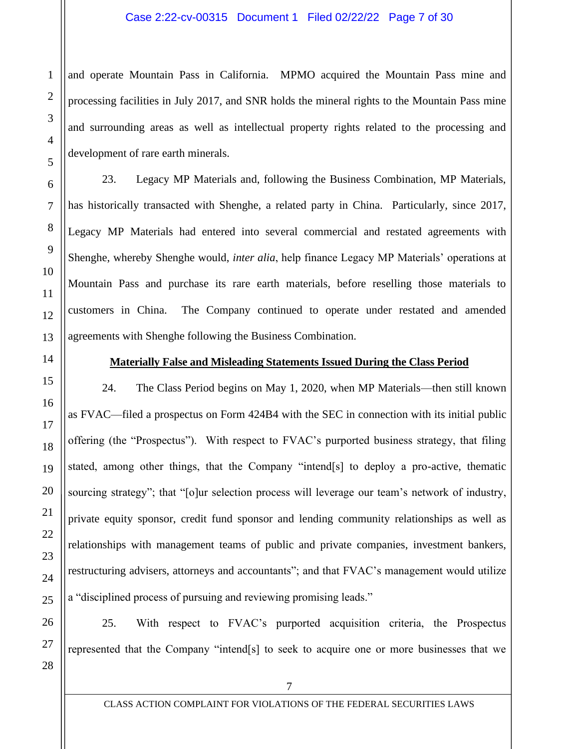and operate Mountain Pass in California. MPMO acquired the Mountain Pass mine and processing facilities in July 2017, and SNR holds the mineral rights to the Mountain Pass mine and surrounding areas as well as intellectual property rights related to the processing and development of rare earth minerals.

23. Legacy MP Materials and, following the Business Combination, MP Materials, has historically transacted with Shenghe, a related party in China. Particularly, since 2017, Legacy MP Materials had entered into several commercial and restated agreements with Shenghe, whereby Shenghe would, *inter alia*, help finance Legacy MP Materials' operations at Mountain Pass and purchase its rare earth materials, before reselling those materials to customers in China. The Company continued to operate under restated and amended agreements with Shenghe following the Business Combination.

**Materially False and Misleading Statements Issued During the Class Period**

24. The Class Period begins on May 1, 2020, when MP Materials—then still known as FVAC—filed a prospectus on Form 424B4 with the SEC in connection with its initial public offering (the "Prospectus"). With respect to FVAC's purported business strategy, that filing stated, among other things, that the Company "intend[s] to deploy a pro-active, thematic sourcing strategy"; that "[o]ur selection process will leverage our team's network of industry, private equity sponsor, credit fund sponsor and lending community relationships as well as relationships with management teams of public and private companies, investment bankers, restructuring advisers, attorneys and accountants"; and that FVAC's management would utilize a "disciplined process of pursuing and reviewing promising leads."

25. With respect to FVAC's purported acquisition criteria, the Prospectus represented that the Company "intend[s] to seek to acquire one or more businesses that we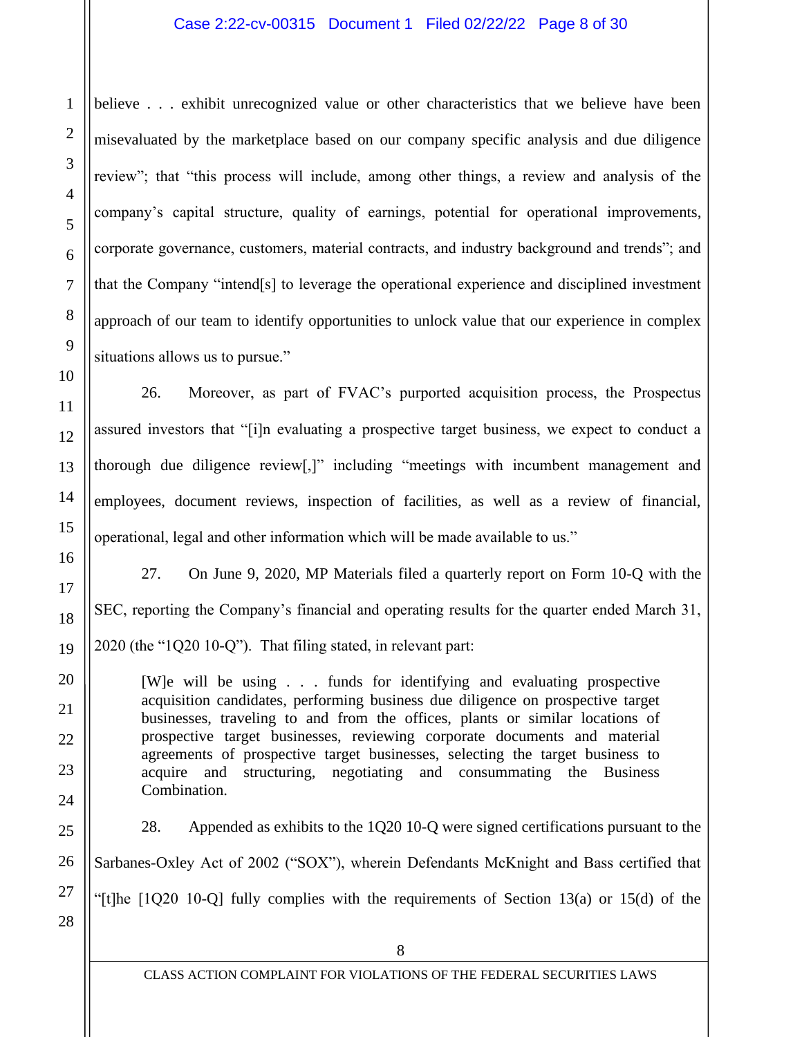believe . . . exhibit unrecognized value or other characteristics that we believe have been misevaluated by the marketplace based on our company specific analysis and due diligence review"; that "this process will include, among other things, a review and analysis of the company's capital structure, quality of earnings, potential for operational improvements, corporate governance, customers, material contracts, and industry background and trends"; and that the Company "intend[s] to leverage the operational experience and disciplined investment approach of our team to identify opportunities to unlock value that our experience in complex situations allows us to pursue."

26. Moreover, as part of FVAC's purported acquisition process, the Prospectus assured investors that "[i]n evaluating a prospective target business, we expect to conduct a thorough due diligence review[,]" including "meetings with incumbent management and employees, document reviews, inspection of facilities, as well as a review of financial, operational, legal and other information which will be made available to us."

27. On June 9, 2020, MP Materials filed a quarterly report on Form 10-Q with the SEC, reporting the Company's financial and operating results for the quarter ended March 31, 2020 (the "1Q20 10-Q"). That filing stated, in relevant part:

> [W]e will be using . . . funds for identifying and evaluating prospective acquisition candidates, performing business due diligence on prospective target businesses, traveling to and from the offices, plants or similar locations of prospective target businesses, reviewing corporate documents and material agreements of prospective target businesses, selecting the target business to acquire and structuring, negotiating and consummating the Business Combination.

28. Appended as exhibits to the 1Q20 10-Q were signed certifications pursuant to the Sarbanes-Oxley Act of 2002 ("SOX"), wherein Defendants McKnight and Bass certified that "[t]he [1Q20 10-Q] fully complies with the requirements of Section 13(a) or 15(d) of the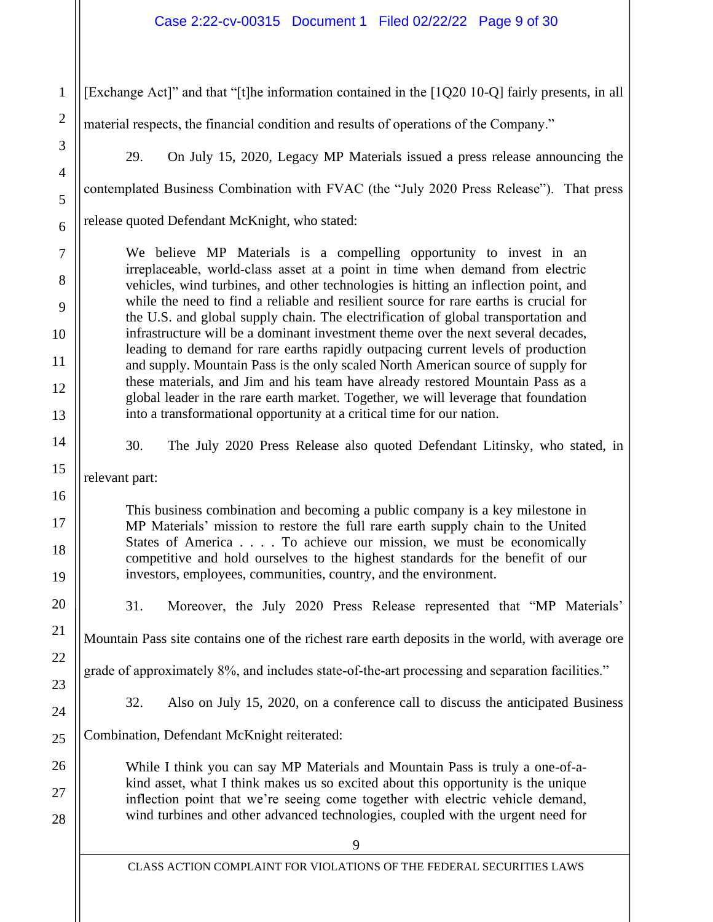[Exchange Act]" and that "[t]he information contained in the [1Q20 10-Q] fairly presents, in all material respects, the financial condition and results of operations of the Company."

29. On July 15, 2020, Legacy MP Materials issued a press release announcing the contemplated Business Combination with FVAC (the "July 2020 Press Release"). That press release quoted Defendant McKnight, who stated:

> We believe MP Materials is a compelling opportunity to invest in an irreplaceable, world-class asset at a point in time when demand from electric vehicles, wind turbines, and other technologies is hitting an inflection point, and while the need to find a reliable and resilient source for rare earths is crucial for the U.S. and global supply chain. The electrification of global transportation and infrastructure will be a dominant investment theme over the next several decades, leading to demand for rare earths rapidly outpacing current levels of production and supply. Mountain Pass is the only scaled North American source of supply for these materials, and Jim and his team have already restored Mountain Pass as a global leader in the rare earth market. Together, we will leverage that foundation into a transformational opportunity at a critical time for our nation.

30. The July 2020 Press Release also quoted Defendant Litinsky, who stated, in relevant part:

> This business combination and becoming a public company is a key milestone in MP Materials' mission to restore the full rare earth supply chain to the United States of America . . . . To achieve our mission, we must be economically competitive and hold ourselves to the highest standards for the benefit of our investors, employees, communities, country, and the environment.

31. Moreover, the July 2020 Press Release represented that "MP Materials' Mountain Pass site contains one of the richest rare earth deposits in the world, with average ore grade of approximately 8%, and includes state-of-the-art processing and separation facilities."

32. Also on July 15, 2020, on a conference call to discuss the anticipated Business Combination, Defendant McKnight reiterated:

> While I think you can say MP Materials and Mountain Pass is truly a one-of-a-kind asset, what I think makes us so excited about this opportunity is the unique inflection point that we're seeing come together with electric vehicle demand, wind turbines and other advanced technologies, coupled with the urgent need for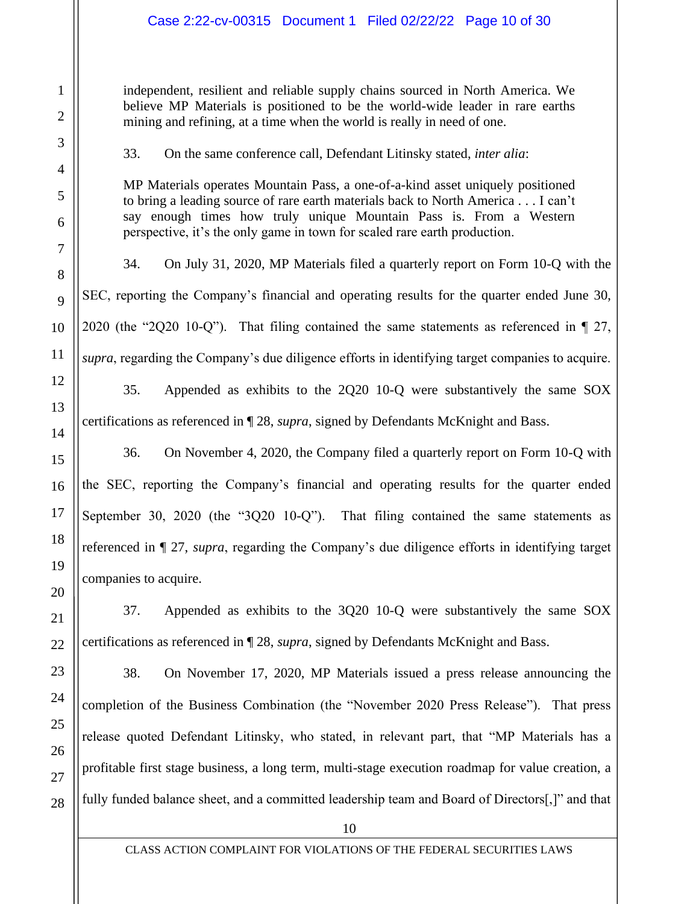> independent, resilient and reliable supply chains sourced in North America. We believe MP Materials is positioned to be the world-wide leader in rare earths mining and refining, at a time when the world is really in need of one.

33. On the same conference call, Defendant Litinsky stated, *inter alia*:

> MP Materials operates Mountain Pass, a one-of-a-kind asset uniquely positioned to bring a leading source of rare earth materials back to North America . . . I can't say enough times how truly unique Mountain Pass is. From a Western perspective, it's the only game in town for scaled rare earth production.

34. On July 31, 2020, MP Materials filed a quarterly report on Form 10-Q with the SEC, reporting the Company's financial and operating results for the quarter ended June 30, 2020 (the "2Q20 10-Q"). That filing contained the same statements as referenced in ¶ 27, *supra*, regarding the Company's due diligence efforts in identifying target companies to acquire.

35. Appended as exhibits to the 2Q20 10-Q were substantively the same SOX certifications as referenced in ¶ 28, *supra*, signed by Defendants McKnight and Bass.

36. On November 4, 2020, the Company filed a quarterly report on Form 10-Q with the SEC, reporting the Company's financial and operating results for the quarter ended September 30, 2020 (the "3Q20 10-Q"). That filing contained the same statements as referenced in ¶ 27, *supra*, regarding the Company's due diligence efforts in identifying target companies to acquire.

37. Appended as exhibits to the 3Q20 10-Q were substantively the same SOX certifications as referenced in ¶ 28, *supra*, signed by Defendants McKnight and Bass.

38. On November 17, 2020, MP Materials issued a press release announcing the completion of the Business Combination (the "November 2020 Press Release"). That press release quoted Defendant Litinsky, who stated, in relevant part, that "MP Materials has a profitable first stage business, a long term, multi-stage execution roadmap for value creation, a fully funded balance sheet, and a committed leadership team and Board of Directors[,]" and that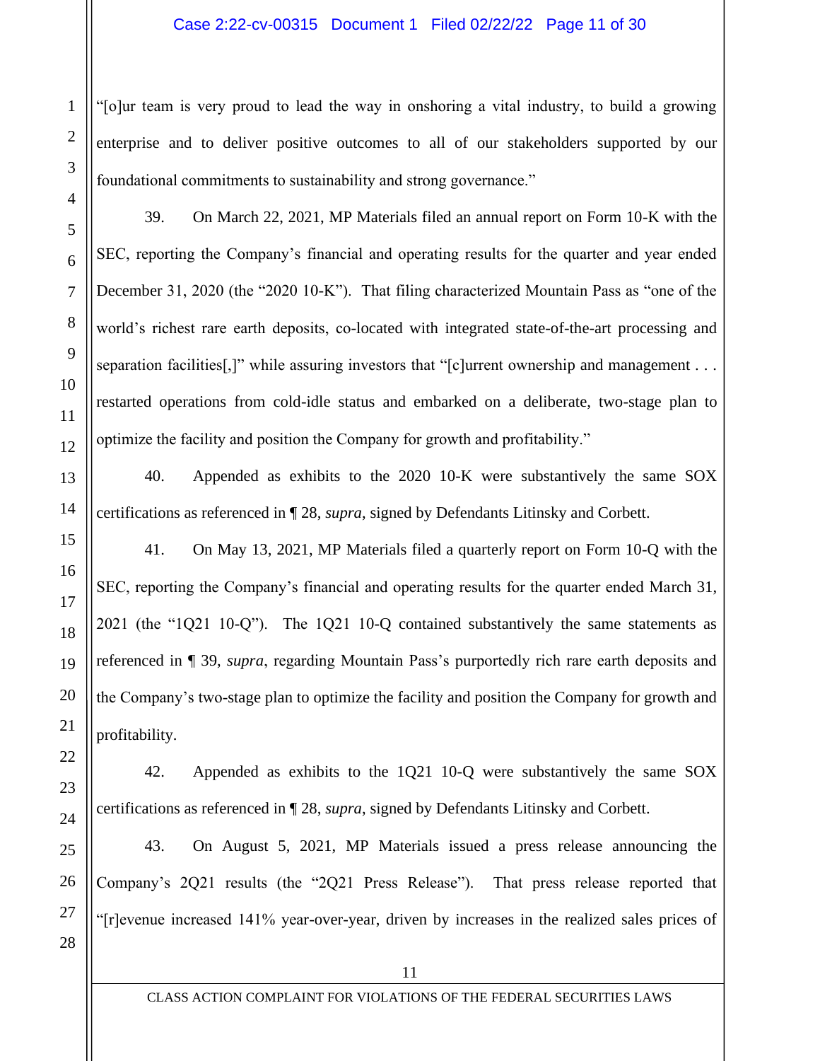"[o]ur team is very proud to lead the way in onshoring a vital industry, to build a growing enterprise and to deliver positive outcomes to all of our stakeholders supported by our foundational commitments to sustainability and strong governance."

39. On March 22, 2021, MP Materials filed an annual report on Form 10-K with the SEC, reporting the Company's financial and operating results for the quarter and year ended December 31, 2020 (the "2020 10-K"). That filing characterized Mountain Pass as "one of the world's richest rare earth deposits, co-located with integrated state-of-the-art processing and separation facilities[,]" while assuring investors that "[c]urrent ownership and management . . . restarted operations from cold-idle status and embarked on a deliberate, two-stage plan to optimize the facility and position the Company for growth and profitability."

40. Appended as exhibits to the 2020 10-K were substantively the same SOX certifications as referenced in ¶ 28, *supra*, signed by Defendants Litinsky and Corbett.

41. On May 13, 2021, MP Materials filed a quarterly report on Form 10-Q with the SEC, reporting the Company's financial and operating results for the quarter ended March 31, 2021 (the "1Q21 10-Q"). The 1Q21 10-Q contained substantively the same statements as referenced in ¶ 39, *supra*, regarding Mountain Pass's purportedly rich rare earth deposits and the Company's two-stage plan to optimize the facility and position the Company for growth and profitability.

42. Appended as exhibits to the 1Q21 10-Q were substantively the same SOX certifications as referenced in ¶ 28, *supra*, signed by Defendants Litinsky and Corbett.

43. On August 5, 2021, MP Materials issued a press release announcing the Company's 2Q21 results (the "2Q21 Press Release"). That press release reported that "[r]evenue increased 141% year-over-year, driven by increases in the realized sales prices of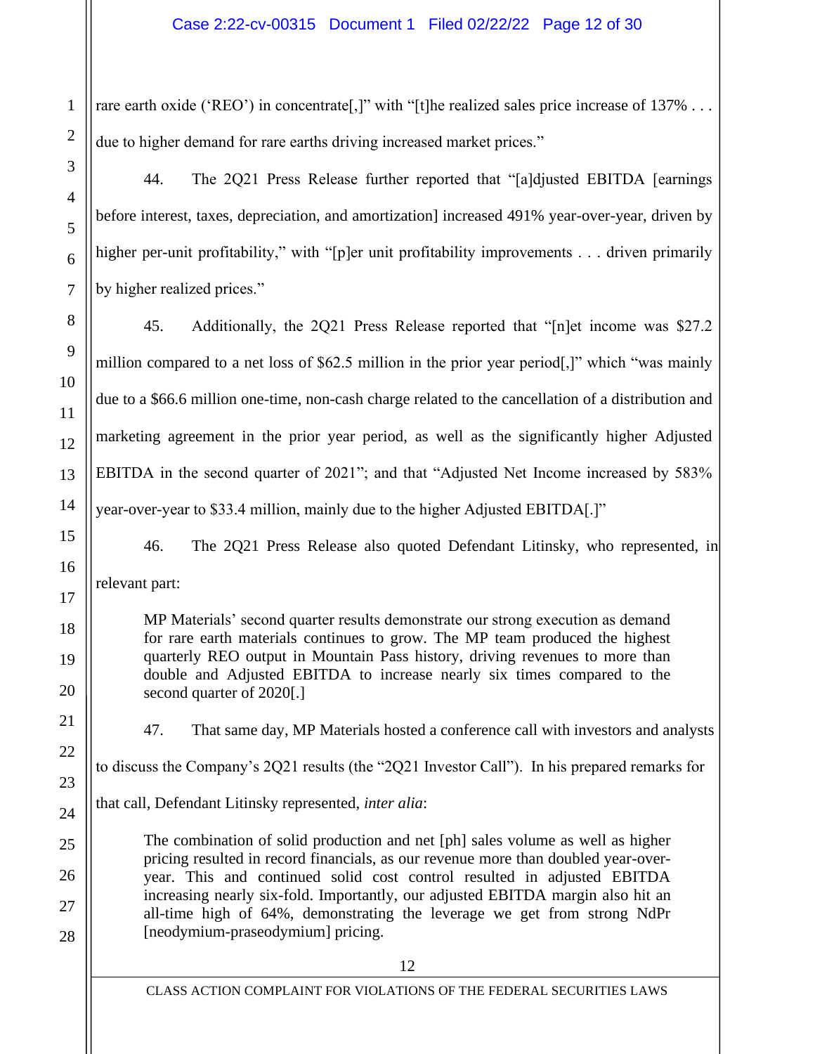rare earth oxide ('REO') in concentrate[,]" with "[t]he realized sales price increase of 137% . . . due to higher demand for rare earths driving increased market prices."

44. The 2Q21 Press Release further reported that "[a]djusted EBITDA [earnings before interest, taxes, depreciation, and amortization] increased 491% year-over-year, driven by higher per-unit profitability," with "[p]er unit profitability improvements . . . driven primarily by higher realized prices."

45. Additionally, the 2Q21 Press Release reported that "[n]et income was $27.2 million compared to a net loss of $62.5 million in the prior year period[,]" which "was mainly due to a $66.6 million one-time, non-cash charge related to the cancellation of a distribution and marketing agreement in the prior year period, as well as the significantly higher Adjusted EBITDA in the second quarter of 2021"; and that "Adjusted Net Income increased by 583% year-over-year to $33.4 million, mainly due to the higher Adjusted EBITDA[.]"

46. The 2Q21 Press Release also quoted Defendant Litinsky, who represented, in relevant part:

> MP Materials' second quarter results demonstrate our strong execution as demand for rare earth materials continues to grow. The MP team produced the highest quarterly REO output in Mountain Pass history, driving revenues to more than double and Adjusted EBITDA to increase nearly six times compared to the second quarter of 2020[.]

47. That same day, MP Materials hosted a conference call with investors and analysts to discuss the Company's 2Q21 results (the "2Q21 Investor Call"). In his prepared remarks for that call, Defendant Litinsky represented, *inter alia*:

> The combination of solid production and net [ph] sales volume as well as higher pricing resulted in record financials, as our revenue more than doubled year-over-year. This and continued solid cost control resulted in adjusted EBITDA increasing nearly six-fold. Importantly, our adjusted EBITDA margin also hit an all-time high of 64%, demonstrating the leverage we get from strong NdPr [neodymium-praseodymium] pricing.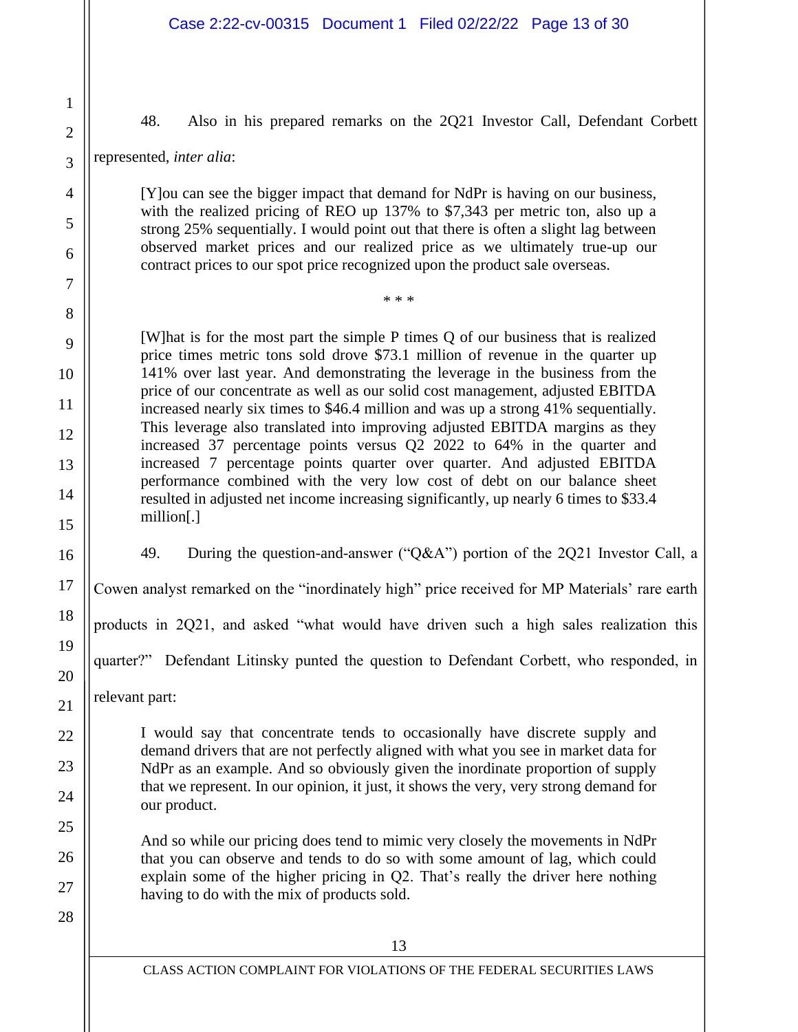48. Also in his prepared remarks on the 2Q21 Investor Call, Defendant Corbett represented, *inter alia*:

> [Y]ou can see the bigger impact that demand for NdPr is having on our business, with the realized pricing of REO up 137% to $7,343 per metric ton, also up a strong 25% sequentially. I would point out that there is often a slight lag between observed market prices and our realized price as we ultimately true-up our contract prices to our spot price recognized upon the product sale overseas.
>
> \* \* \*
>
> [W]hat is for the most part the simple P times Q of our business that is realized price times metric tons sold drove $73.1 million of revenue in the quarter up 141% over last year. And demonstrating the leverage in the business from the price of our concentrate as well as our solid cost management, adjusted EBITDA increased nearly six times to $46.4 million and was up a strong 41% sequentially. This leverage also translated into improving adjusted EBITDA margins as they increased 37 percentage points versus Q2 2022 to 64% in the quarter and increased 7 percentage points quarter over quarter. And adjusted EBITDA performance combined with the very low cost of debt on our balance sheet resulted in adjusted net income increasing significantly, up nearly 6 times to $33.4 million[.]

49. During the question-and-answer ("Q&A") portion of the 2Q21 Investor Call, a Cowen analyst remarked on the "inordinately high" price received for MP Materials' rare earth products in 2Q21, and asked "what would have driven such a high sales realization this quarter?" Defendant Litinsky punted the question to Defendant Corbett, who responded, in relevant part:

> I would say that concentrate tends to occasionally have discrete supply and demand drivers that are not perfectly aligned with what you see in market data for NdPr as an example. And so obviously given the inordinate proportion of supply that we represent. In our opinion, it just, it shows the very, very strong demand for our product.
>
> And so while our pricing does tend to mimic very closely the movements in NdPr that you can observe and tends to do so with some amount of lag, which could explain some of the higher pricing in Q2. That's really the driver here nothing having to do with the mix of products sold.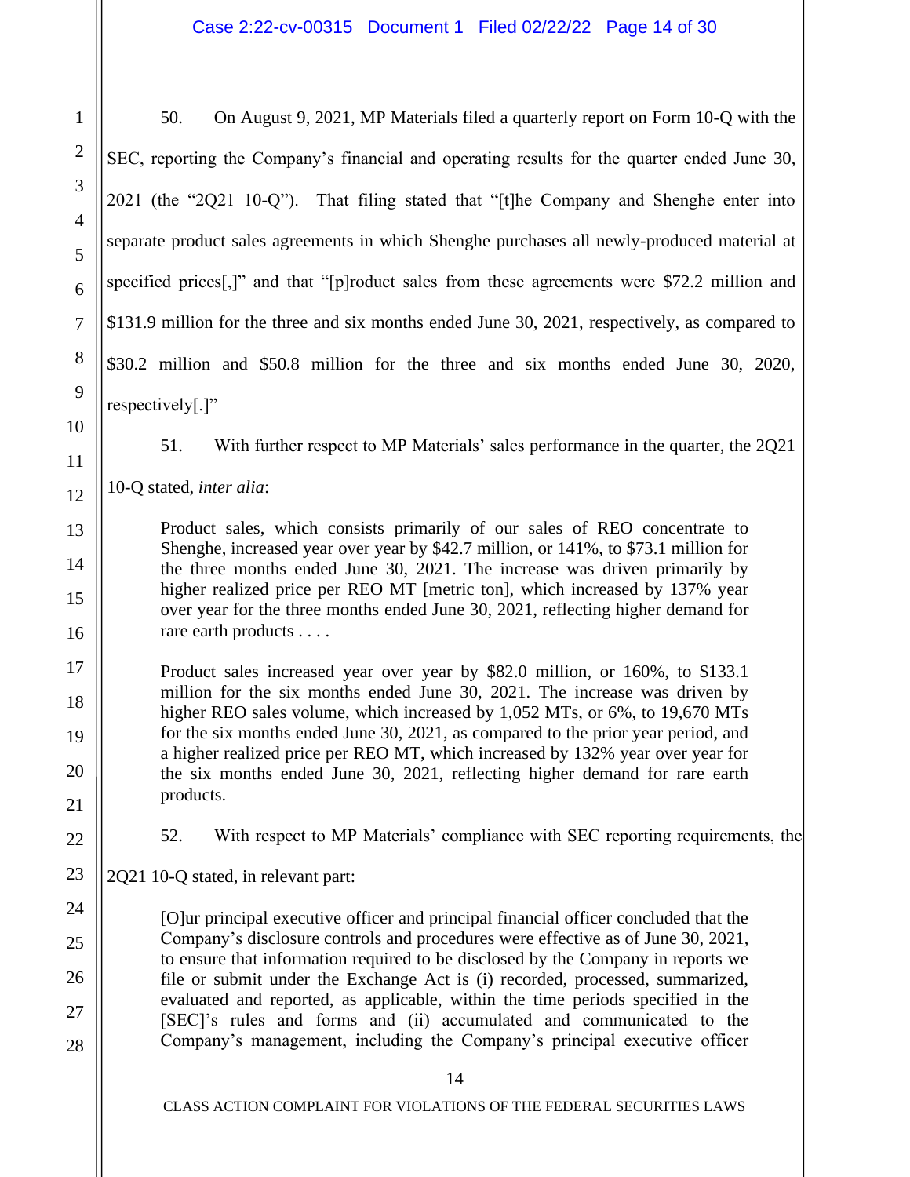50. On August 9, 2021, MP Materials filed a quarterly report on Form 10-Q with the SEC, reporting the Company's financial and operating results for the quarter ended June 30, 2021 (the "2Q21 10-Q"). That filing stated that "[t]he Company and Shenghe enter into separate product sales agreements in which Shenghe purchases all newly-produced material at specified prices[,]" and that "[p]roduct sales from these agreements were $72.2 million and $131.9 million for the three and six months ended June 30, 2021, respectively, as compared to $30.2 million and $50.8 million for the three and six months ended June 30, 2020, respectively[.]"

51. With further respect to MP Materials' sales performance in the quarter, the 2Q21 10-Q stated, *inter alia*:

> Product sales, which consists primarily of our sales of REO concentrate to Shenghe, increased year over year by $42.7 million, or 141%, to $73.1 million for the three months ended June 30, 2021. The increase was driven primarily by higher realized price per REO MT [metric ton], which increased by 137% year over year for the three months ended June 30, 2021, reflecting higher demand for rare earth products . . . .
>
> Product sales increased year over year by $82.0 million, or 160%, to $133.1 million for the six months ended June 30, 2021. The increase was driven by higher REO sales volume, which increased by 1,052 MTs, or 6%, to 19,670 MTs for the six months ended June 30, 2021, as compared to the prior year period, and a higher realized price per REO MT, which increased by 132% year over year for the six months ended June 30, 2021, reflecting higher demand for rare earth products.

52. With respect to MP Materials' compliance with SEC reporting requirements, the 2Q21 10-Q stated, in relevant part:

> [O]ur principal executive officer and principal financial officer concluded that the Company's disclosure controls and procedures were effective as of June 30, 2021, to ensure that information required to be disclosed by the Company in reports we file or submit under the Exchange Act is (i) recorded, processed, summarized, evaluated and reported, as applicable, within the time periods specified in the [SEC]'s rules and forms and (ii) accumulated and communicated to the Company's management, including the Company's principal executive officer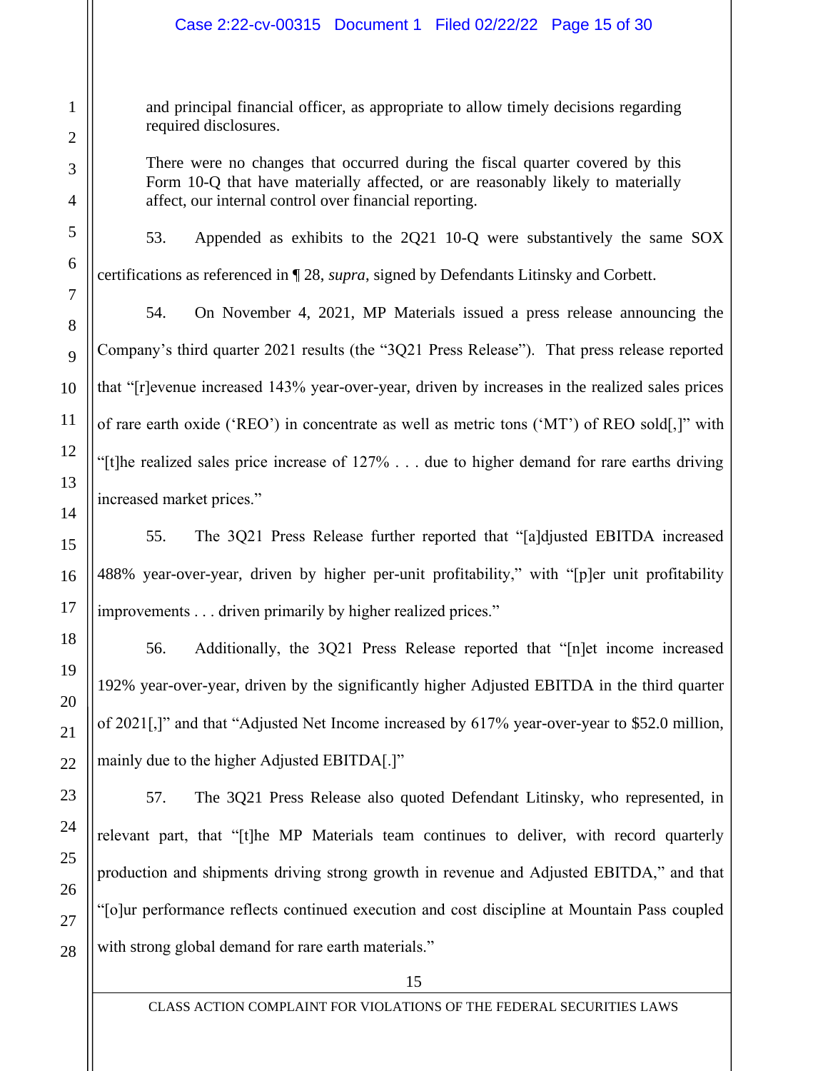> and principal financial officer, as appropriate to allow timely decisions regarding required disclosures.
>
> There were no changes that occurred during the fiscal quarter covered by this Form 10-Q that have materially affected, or are reasonably likely to materially affect, our internal control over financial reporting.

53. Appended as exhibits to the 2Q21 10-Q were substantively the same SOX certifications as referenced in ¶ 28, *supra*, signed by Defendants Litinsky and Corbett.

54. On November 4, 2021, MP Materials issued a press release announcing the Company's third quarter 2021 results (the "3Q21 Press Release"). That press release reported that "[r]evenue increased 143% year-over-year, driven by increases in the realized sales prices of rare earth oxide ('REO') in concentrate as well as metric tons ('MT') of REO sold[,]" with "[t]he realized sales price increase of 127% . . . due to higher demand for rare earths driving increased market prices."

55. The 3Q21 Press Release further reported that "[a]djusted EBITDA increased 488% year-over-year, driven by higher per-unit profitability," with "[p]er unit profitability improvements . . . driven primarily by higher realized prices."

56. Additionally, the 3Q21 Press Release reported that "[n]et income increased 192% year-over-year, driven by the significantly higher Adjusted EBITDA in the third quarter of 2021[,]" and that "Adjusted Net Income increased by 617% year-over-year to $52.0 million, mainly due to the higher Adjusted EBITDA[.]"

57. The 3Q21 Press Release also quoted Defendant Litinsky, who represented, in relevant part, that "[t]he MP Materials team continues to deliver, with record quarterly production and shipments driving strong growth in revenue and Adjusted EBITDA," and that "[o]ur performance reflects continued execution and cost discipline at Mountain Pass coupled with strong global demand for rare earth materials."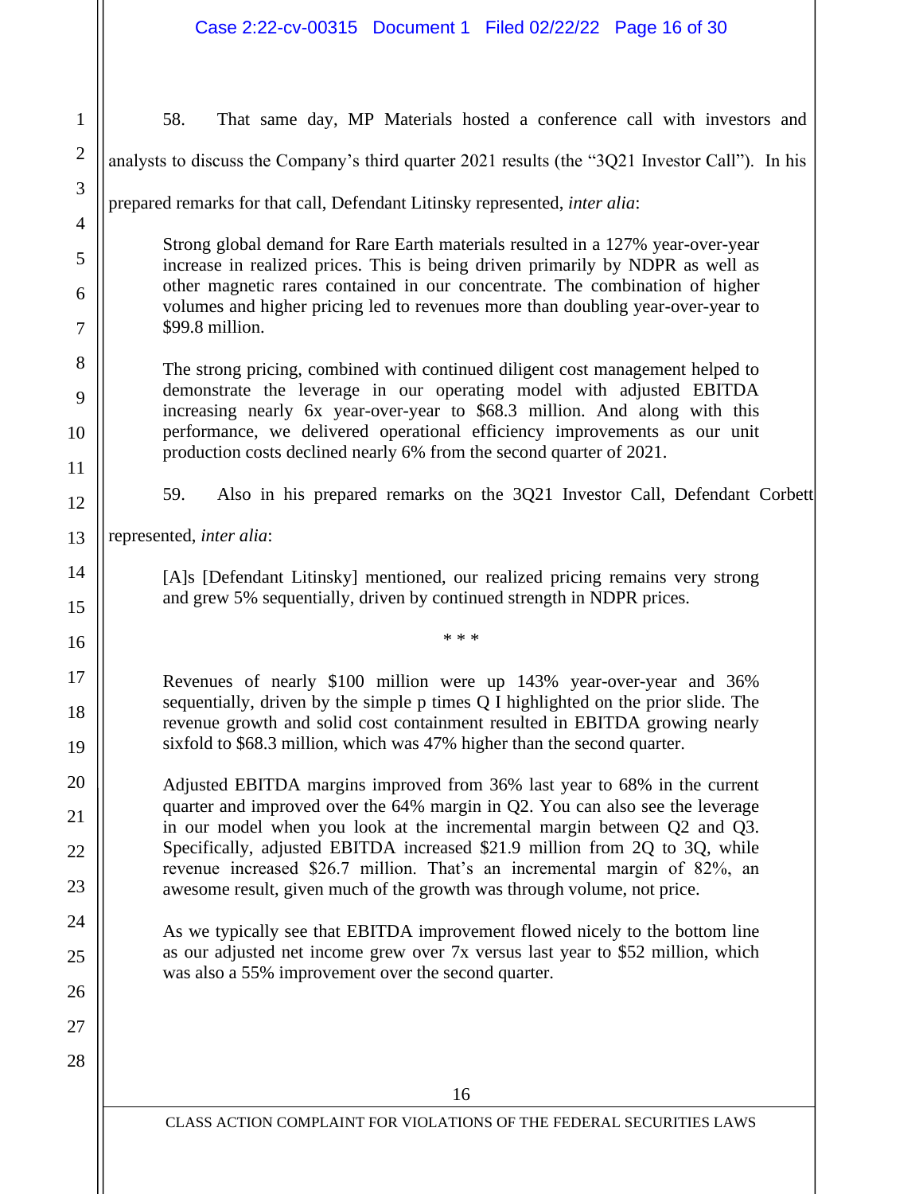58. That same day, MP Materials hosted a conference call with investors and analysts to discuss the Company's third quarter 2021 results (the "3Q21 Investor Call"). In his prepared remarks for that call, Defendant Litinsky represented, *inter alia*:

> Strong global demand for Rare Earth materials resulted in a 127% year-over-year increase in realized prices. This is being driven primarily by NDPR as well as other magnetic rares contained in our concentrate. The combination of higher volumes and higher pricing led to revenues more than doubling year-over-year to $99.8 million.
>
> The strong pricing, combined with continued diligent cost management helped to demonstrate the leverage in our operating model with adjusted EBITDA increasing nearly 6x year-over-year to $68.3 million. And along with this performance, we delivered operational efficiency improvements as our unit production costs declined nearly 6% from the second quarter of 2021.

59. Also in his prepared remarks on the 3Q21 Investor Call, Defendant Corbett represented, *inter alia*:

> [A]s [Defendant Litinsky] mentioned, our realized pricing remains very strong and grew 5% sequentially, driven by continued strength in NDPR prices.
>
> \* \* \*
>
> Revenues of nearly $100 million were up 143% year-over-year and 36% sequentially, driven by the simple p times Q I highlighted on the prior slide. The revenue growth and solid cost containment resulted in EBITDA growing nearly sixfold to $68.3 million, which was 47% higher than the second quarter.
>
> Adjusted EBITDA margins improved from 36% last year to 68% in the current quarter and improved over the 64% margin in Q2. You can also see the leverage in our model when you look at the incremental margin between Q2 and Q3. Specifically, adjusted EBITDA increased $21.9 million from 2Q to 3Q, while revenue increased $26.7 million. That's an incremental margin of 82%, an awesome result, given much of the growth was through volume, not price.
>
> As we typically see that EBITDA improvement flowed nicely to the bottom line as our adjusted net income grew over 7x versus last year to $52 million, which was also a 55% improvement over the second quarter.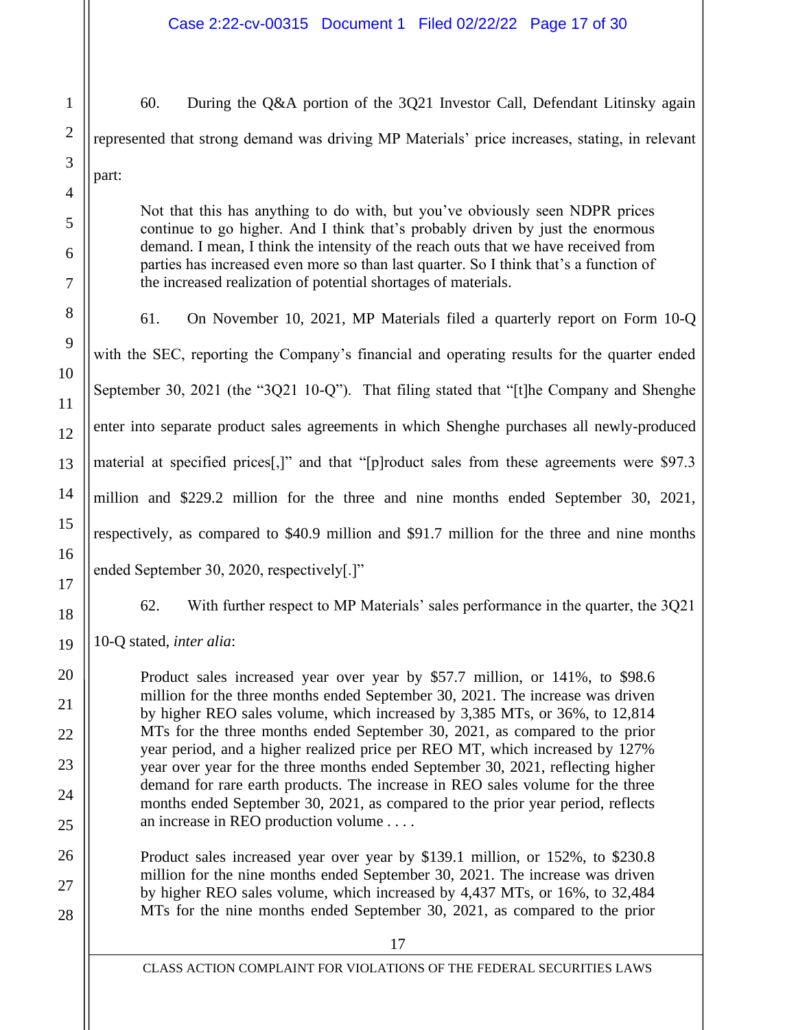60. During the Q&A portion of the 3Q21 Investor Call, Defendant Litinsky again represented that strong demand was driving MP Materials' price increases, stating, in relevant part:

> Not that this has anything to do with, but you've obviously seen NDPR prices continue to go higher. And I think that's probably driven by just the enormous demand. I mean, I think the intensity of the reach outs that we have received from parties has increased even more so than last quarter. So I think that's a function of the increased realization of potential shortages of materials.

61. On November 10, 2021, MP Materials filed a quarterly report on Form 10-Q with the SEC, reporting the Company's financial and operating results for the quarter ended September 30, 2021 (the "3Q21 10-Q"). That filing stated that "[t]he Company and Shenghe enter into separate product sales agreements in which Shenghe purchases all newly-produced material at specified prices[,]" and that "[p]roduct sales from these agreements were $97.3 million and $229.2 million for the three and nine months ended September 30, 2021, respectively, as compared to $40.9 million and $91.7 million for the three and nine months ended September 30, 2020, respectively[.]"

62. With further respect to MP Materials' sales performance in the quarter, the 3Q21 10-Q stated, *inter alia*:

> Product sales increased year over year by $57.7 million, or 141%, to $98.6 million for the three months ended September 30, 2021. The increase was driven by higher REO sales volume, which increased by 3,385 MTs, or 36%, to 12,814 MTs for the three months ended September 30, 2021, as compared to the prior year period, and a higher realized price per REO MT, which increased by 127% year over year for the three months ended September 30, 2021, reflecting higher demand for rare earth products. The increase in REO sales volume for the three months ended September 30, 2021, as compared to the prior year period, reflects an increase in REO production volume . . . .
>
> Product sales increased year over year by $139.1 million, or 152%, to $230.8 million for the nine months ended September 30, 2021. The increase was driven by higher REO sales volume, which increased by 4,437 MTs, or 16%, to 32,484 MTs for the nine months ended September 30, 2021, as compared to the prior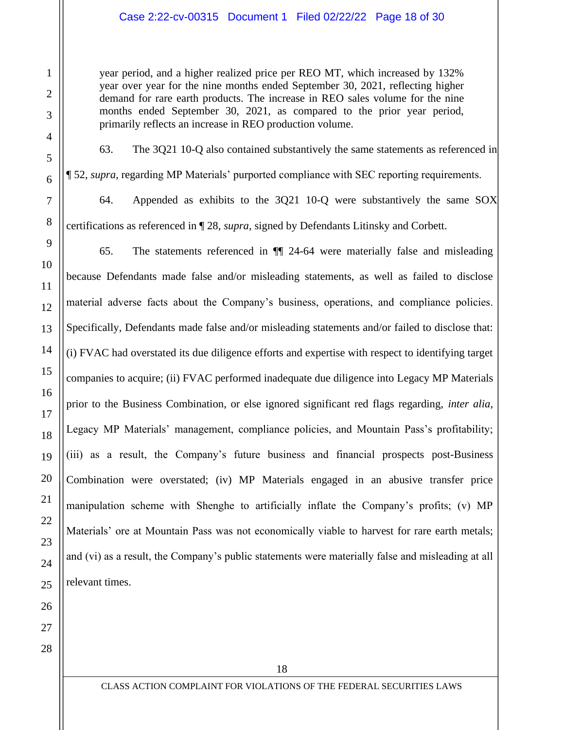> year period, and a higher realized price per REO MT, which increased by 132% year over year for the nine months ended September 30, 2021, reflecting higher demand for rare earth products. The increase in REO sales volume for the nine months ended September 30, 2021, as compared to the prior year period, primarily reflects an increase in REO production volume.

63. The 3Q21 10-Q also contained substantively the same statements as referenced in ¶ 52, *supra*, regarding MP Materials' purported compliance with SEC reporting requirements.

64. Appended as exhibits to the 3Q21 10-Q were substantively the same SOX certifications as referenced in ¶ 28, *supra*, signed by Defendants Litinsky and Corbett.

65. The statements referenced in ¶¶ 24-64 were materially false and misleading because Defendants made false and/or misleading statements, as well as failed to disclose material adverse facts about the Company's business, operations, and compliance policies. Specifically, Defendants made false and/or misleading statements and/or failed to disclose that: (i) FVAC had overstated its due diligence efforts and expertise with respect to identifying target companies to acquire; (ii) FVAC performed inadequate due diligence into Legacy MP Materials prior to the Business Combination, or else ignored significant red flags regarding, *inter alia*, Legacy MP Materials' management, compliance policies, and Mountain Pass's profitability; (iii) as a result, the Company's future business and financial prospects post-Business Combination were overstated; (iv) MP Materials engaged in an abusive transfer price manipulation scheme with Shenghe to artificially inflate the Company's profits; (v) MP Materials' ore at Mountain Pass was not economically viable to harvest for rare earth metals; and (vi) as a result, the Company's public statements were materially false and misleading at all relevant times.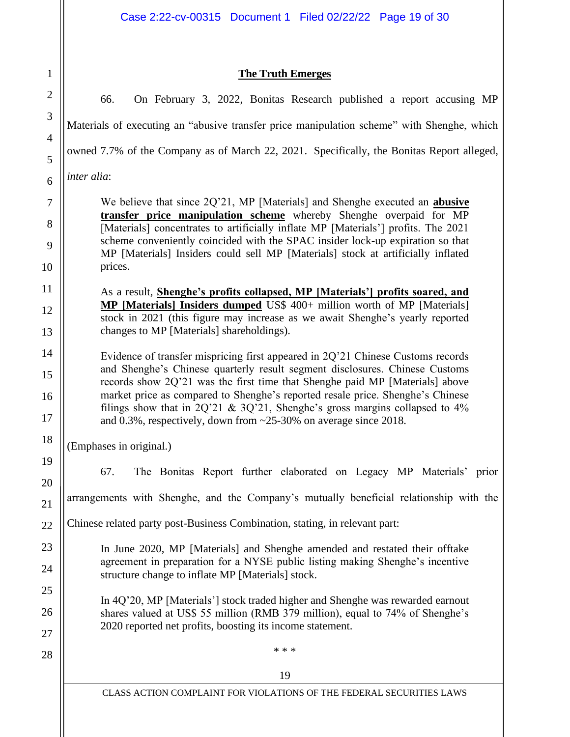**The Truth Emerges**

66. On February 3, 2022, Bonitas Research published a report accusing MP Materials of executing an "abusive transfer price manipulation scheme" with Shenghe, which owned 7.7% of the Company as of March 22, 2021. Specifically, the Bonitas Report alleged, *inter alia*:

> We believe that since 2Q'21, MP [Materials] and Shenghe executed an **abusive transfer price manipulation scheme** whereby Shenghe overpaid for MP [Materials] concentrates to artificially inflate MP [Materials'] profits. The 2021 scheme conveniently coincided with the SPAC insider lock-up expiration so that MP [Materials] Insiders could sell MP [Materials] stock at artificially inflated prices.
>
> As a result, **Shenghe's profits collapsed, MP [Materials'] profits soared, and MP [Materials] Insiders dumped** US$ 400+ million worth of MP [Materials] stock in 2021 (this figure may increase as we await Shenghe's yearly reported changes to MP [Materials] shareholdings).
>
> Evidence of transfer mispricing first appeared in 2Q'21 Chinese Customs records and Shenghe's Chinese quarterly result segment disclosures. Chinese Customs records show 2Q'21 was the first time that Shenghe paid MP [Materials] above market price as compared to Shenghe's reported resale price. Shenghe's Chinese filings show that in 2Q'21 & 3Q'21, Shenghe's gross margins collapsed to 4% and 0.3%, respectively, down from ~25-30% on average since 2018.

(Emphases in original.)

67. The Bonitas Report further elaborated on Legacy MP Materials' prior arrangements with Shenghe, and the Company's mutually beneficial relationship with the Chinese related party post-Business Combination, stating, in relevant part:

> In June 2020, MP [Materials] and Shenghe amended and restated their offtake agreement in preparation for a NYSE public listing making Shenghe's incentive structure change to inflate MP [Materials] stock.
>
> In 4Q'20, MP [Materials'] stock traded higher and Shenghe was rewarded earnout shares valued at US$ 55 million (RMB 379 million), equal to 74% of Shenghe's 2020 reported net profits, boosting its income statement.
>
> \* \* \*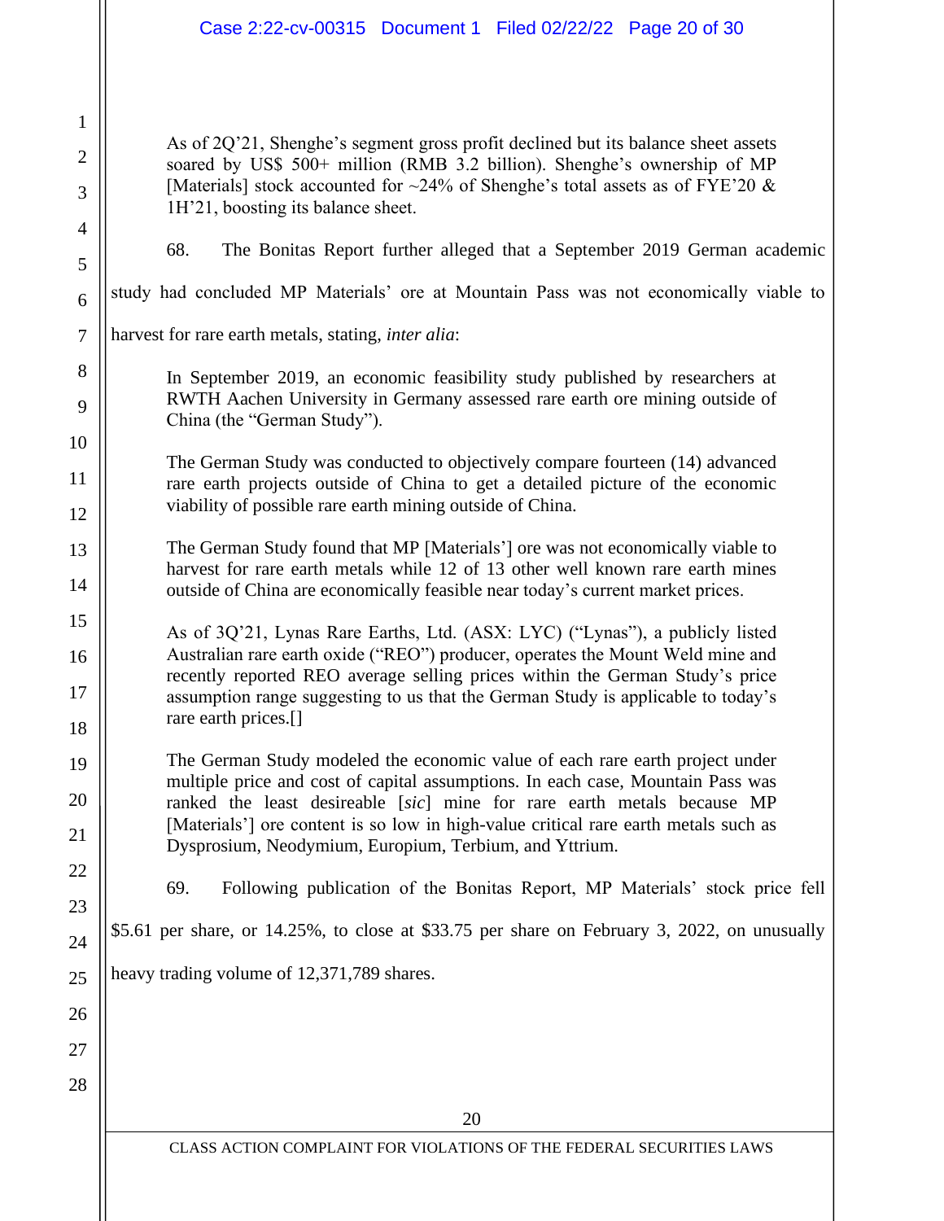> As of 2Q'21, Shenghe's segment gross profit declined but its balance sheet assets soared by US$ 500+ million (RMB 3.2 billion). Shenghe's ownership of MP [Materials] stock accounted for ~24% of Shenghe's total assets as of FYE'20 & 1H'21, boosting its balance sheet.

68. The Bonitas Report further alleged that a September 2019 German academic study had concluded MP Materials' ore at Mountain Pass was not economically viable to harvest for rare earth metals, stating, *inter alia*:

> In September 2019, an economic feasibility study published by researchers at RWTH Aachen University in Germany assessed rare earth ore mining outside of China (the "German Study").
>
> The German Study was conducted to objectively compare fourteen (14) advanced rare earth projects outside of China to get a detailed picture of the economic viability of possible rare earth mining outside of China.
>
> The German Study found that MP [Materials'] ore was not economically viable to harvest for rare earth metals while 12 of 13 other well known rare earth mines outside of China are economically feasible near today's current market prices.
>
> As of 3Q'21, Lynas Rare Earths, Ltd. (ASX: LYC) ("Lynas"), a publicly listed Australian rare earth oxide ("REO") producer, operates the Mount Weld mine and recently reported REO average selling prices within the German Study's price assumption range suggesting to us that the German Study is applicable to today's rare earth prices.[]
>
> The German Study modeled the economic value of each rare earth project under multiple price and cost of capital assumptions. In each case, Mountain Pass was ranked the least desireable [*sic*] mine for rare earth metals because MP [Materials'] ore content is so low in high-value critical rare earth metals such as Dysprosium, Neodymium, Europium, Terbium, and Yttrium.

69. Following publication of the Bonitas Report, MP Materials' stock price fell $5.61 per share, or 14.25%, to close at $33.75 per share on February 3, 2022, on unusually heavy trading volume of 12,371,789 shares.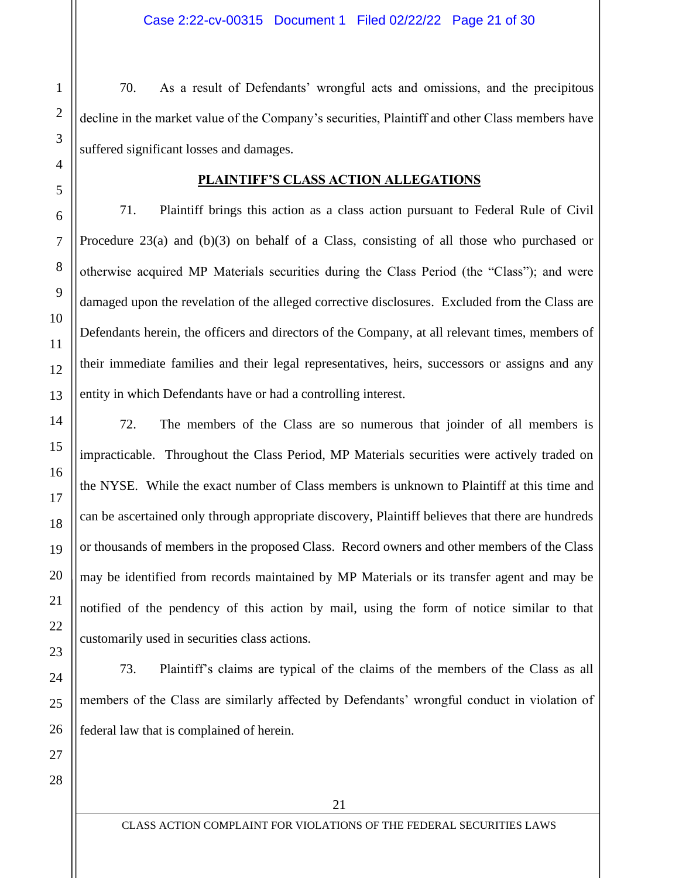70. As a result of Defendants' wrongful acts and omissions, and the precipitous decline in the market value of the Company's securities, Plaintiff and other Class members have suffered significant losses and damages.

## **PLAINTIFF'S CLASS ACTION ALLEGATIONS**

71. Plaintiff brings this action as a class action pursuant to Federal Rule of Civil Procedure 23(a) and (b)(3) on behalf of a Class, consisting of all those who purchased or otherwise acquired MP Materials securities during the Class Period (the "Class"); and were damaged upon the revelation of the alleged corrective disclosures. Excluded from the Class are Defendants herein, the officers and directors of the Company, at all relevant times, members of their immediate families and their legal representatives, heirs, successors or assigns and any entity in which Defendants have or had a controlling interest.

72. The members of the Class are so numerous that joinder of all members is impracticable. Throughout the Class Period, MP Materials securities were actively traded on the NYSE. While the exact number of Class members is unknown to Plaintiff at this time and can be ascertained only through appropriate discovery, Plaintiff believes that there are hundreds or thousands of members in the proposed Class. Record owners and other members of the Class may be identified from records maintained by MP Materials or its transfer agent and may be notified of the pendency of this action by mail, using the form of notice similar to that customarily used in securities class actions.

73. Plaintiff's claims are typical of the claims of the members of the Class as all members of the Class are similarly affected by Defendants' wrongful conduct in violation of federal law that is complained of herein.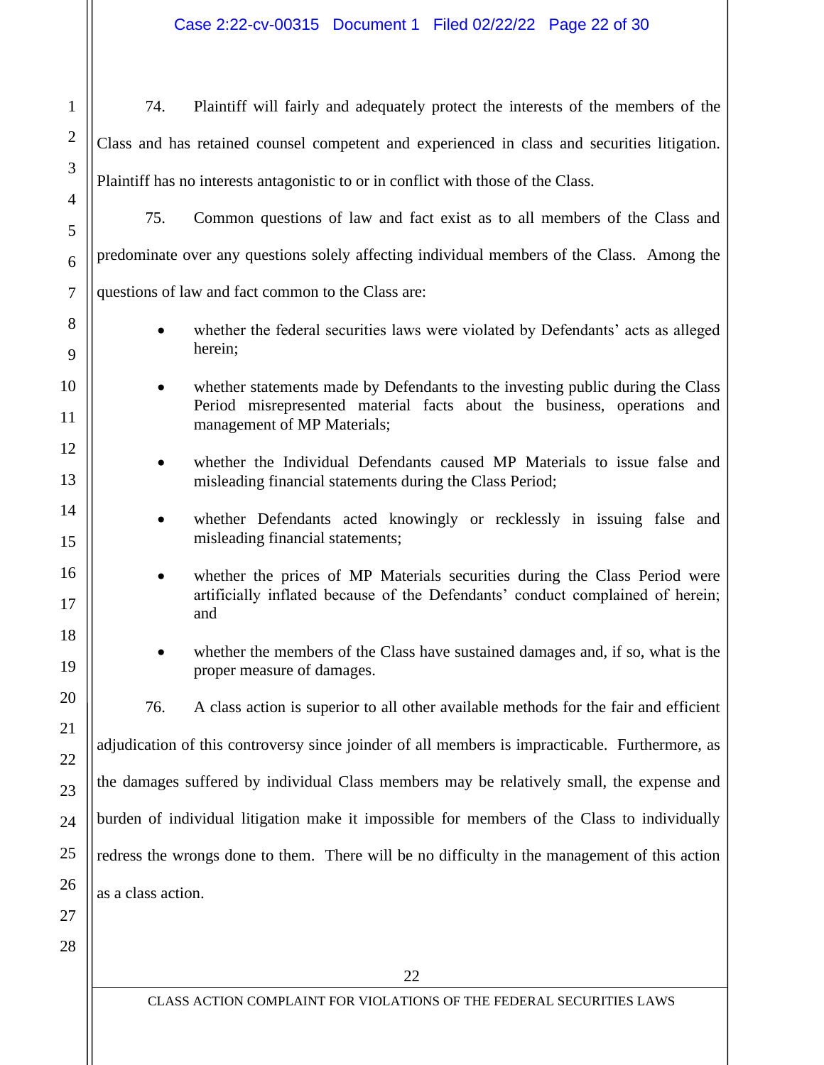74. Plaintiff will fairly and adequately protect the interests of the members of the Class and has retained counsel competent and experienced in class and securities litigation. Plaintiff has no interests antagonistic to or in conflict with those of the Class.

75. Common questions of law and fact exist as to all members of the Class and predominate over any questions solely affecting individual members of the Class. Among the questions of law and fact common to the Class are:

- whether the federal securities laws were violated by Defendants' acts as alleged herein;
- whether statements made by Defendants to the investing public during the Class Period misrepresented material facts about the business, operations and management of MP Materials;
- whether the Individual Defendants caused MP Materials to issue false and misleading financial statements during the Class Period;
- whether Defendants acted knowingly or recklessly in issuing false and misleading financial statements;
- whether the prices of MP Materials securities during the Class Period were artificially inflated because of the Defendants' conduct complained of herein; and
- whether the members of the Class have sustained damages and, if so, what is the proper measure of damages.

76. A class action is superior to all other available methods for the fair and efficient adjudication of this controversy since joinder of all members is impracticable. Furthermore, as the damages suffered by individual Class members may be relatively small, the expense and burden of individual litigation make it impossible for members of the Class to individually redress the wrongs done to them. There will be no difficulty in the management of this action as a class action.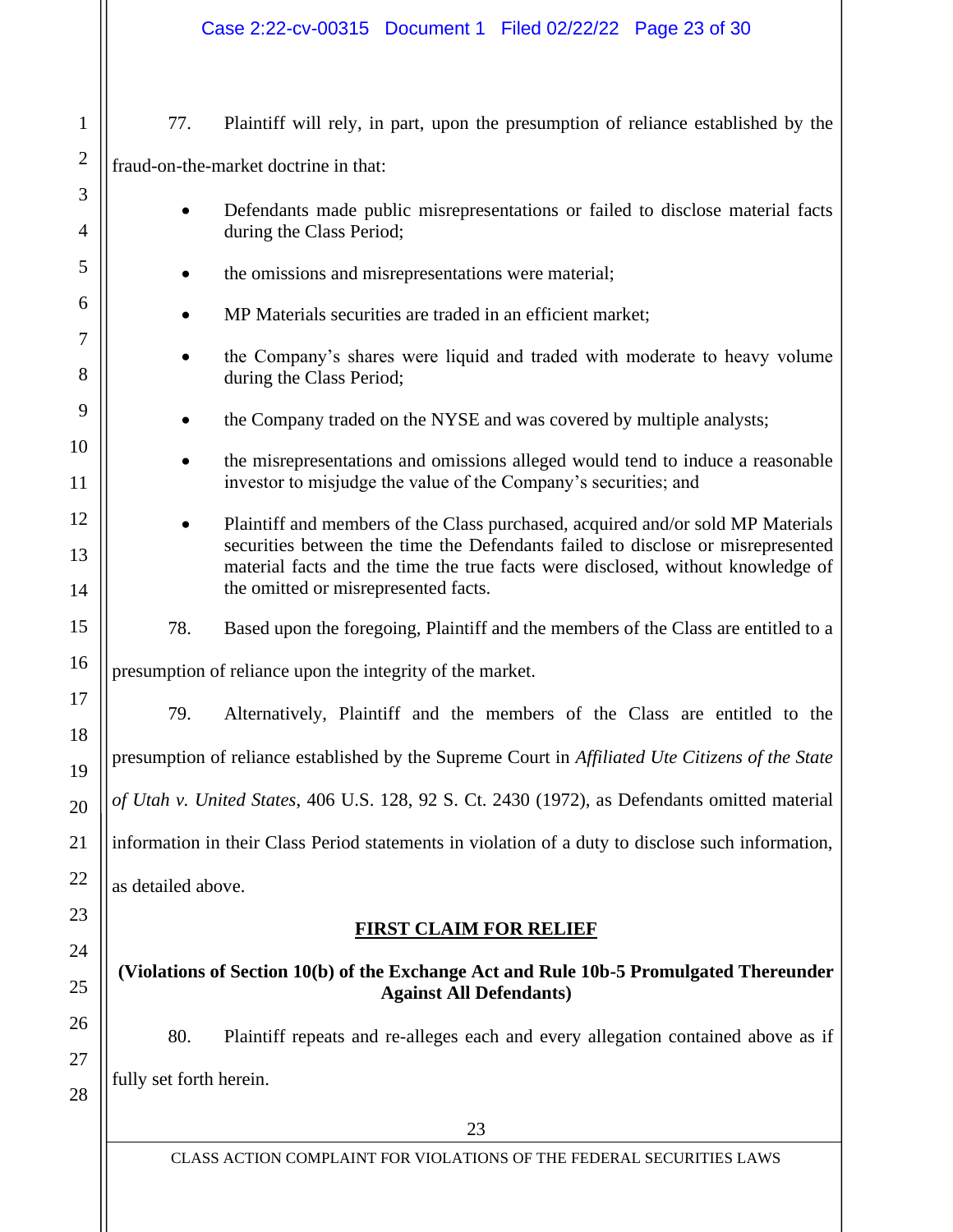77. Plaintiff will rely, in part, upon the presumption of reliance established by the fraud-on-the-market doctrine in that:

- Defendants made public misrepresentations or failed to disclose material facts during the Class Period;
- the omissions and misrepresentations were material;
- MP Materials securities are traded in an efficient market;
- the Company's shares were liquid and traded with moderate to heavy volume during the Class Period;
- the Company traded on the NYSE and was covered by multiple analysts;
- the misrepresentations and omissions alleged would tend to induce a reasonable investor to misjudge the value of the Company's securities; and
- Plaintiff and members of the Class purchased, acquired and/or sold MP Materials securities between the time the Defendants failed to disclose or misrepresented material facts and the time the true facts were disclosed, without knowledge of the omitted or misrepresented facts.

78. Based upon the foregoing, Plaintiff and the members of the Class are entitled to a presumption of reliance upon the integrity of the market.

79. Alternatively, Plaintiff and the members of the Class are entitled to the presumption of reliance established by the Supreme Court in *Affiliated Ute Citizens of the State of Utah v. United States*, 406 U.S. 128, 92 S. Ct. 2430 (1972), as Defendants omitted material information in their Class Period statements in violation of a duty to disclose such information, as detailed above.

## FIRST CLAIM FOR RELIEF

**(Violations of Section 10(b) of the Exchange Act and Rule 10b-5 Promulgated Thereunder Against All Defendants)**

80. Plaintiff repeats and re-alleges each and every allegation contained above as if fully set forth herein.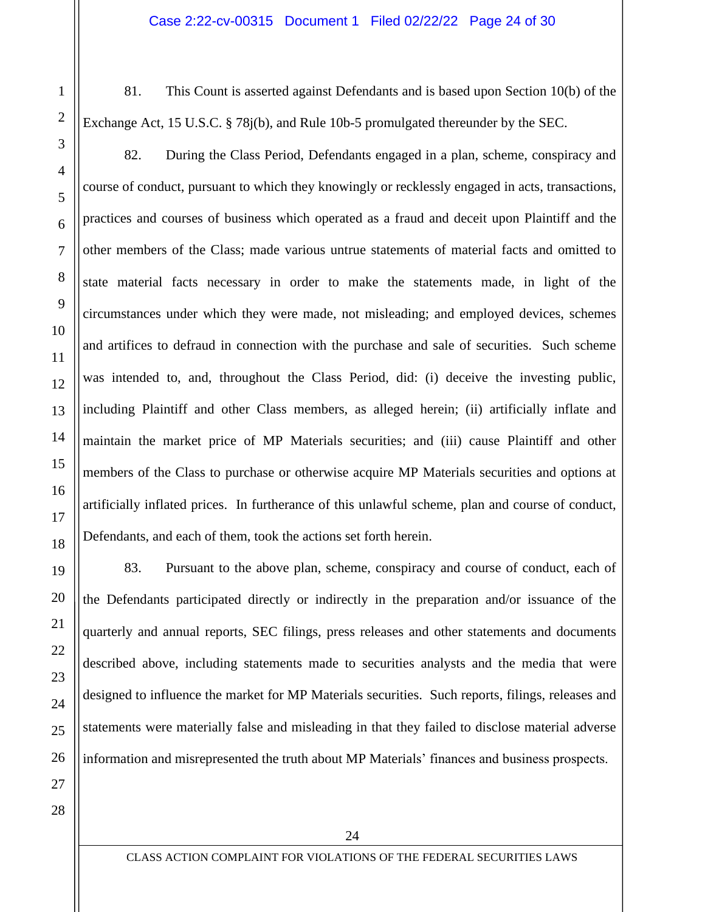81. This Count is asserted against Defendants and is based upon Section 10(b) of the Exchange Act, 15 U.S.C. § 78j(b), and Rule 10b-5 promulgated thereunder by the SEC.

82. During the Class Period, Defendants engaged in a plan, scheme, conspiracy and course of conduct, pursuant to which they knowingly or recklessly engaged in acts, transactions, practices and courses of business which operated as a fraud and deceit upon Plaintiff and the other members of the Class; made various untrue statements of material facts and omitted to state material facts necessary in order to make the statements made, in light of the circumstances under which they were made, not misleading; and employed devices, schemes and artifices to defraud in connection with the purchase and sale of securities. Such scheme was intended to, and, throughout the Class Period, did: (i) deceive the investing public, including Plaintiff and other Class members, as alleged herein; (ii) artificially inflate and maintain the market price of MP Materials securities; and (iii) cause Plaintiff and other members of the Class to purchase or otherwise acquire MP Materials securities and options at artificially inflated prices. In furtherance of this unlawful scheme, plan and course of conduct, Defendants, and each of them, took the actions set forth herein.

83. Pursuant to the above plan, scheme, conspiracy and course of conduct, each of the Defendants participated directly or indirectly in the preparation and/or issuance of the quarterly and annual reports, SEC filings, press releases and other statements and documents described above, including statements made to securities analysts and the media that were designed to influence the market for MP Materials securities. Such reports, filings, releases and statements were materially false and misleading in that they failed to disclose material adverse information and misrepresented the truth about MP Materials' finances and business prospects.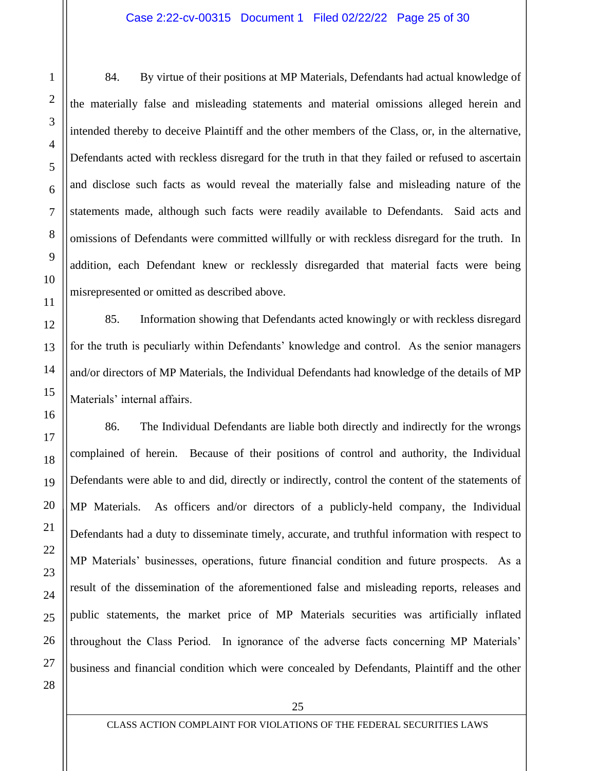84. By virtue of their positions at MP Materials, Defendants had actual knowledge of the materially false and misleading statements and material omissions alleged herein and intended thereby to deceive Plaintiff and the other members of the Class, or, in the alternative, Defendants acted with reckless disregard for the truth in that they failed or refused to ascertain and disclose such facts as would reveal the materially false and misleading nature of the statements made, although such facts were readily available to Defendants. Said acts and omissions of Defendants were committed willfully or with reckless disregard for the truth. In addition, each Defendant knew or recklessly disregarded that material facts were being misrepresented or omitted as described above.

85. Information showing that Defendants acted knowingly or with reckless disregard for the truth is peculiarly within Defendants' knowledge and control. As the senior managers and/or directors of MP Materials, the Individual Defendants had knowledge of the details of MP Materials' internal affairs.

86. The Individual Defendants are liable both directly and indirectly for the wrongs complained of herein. Because of their positions of control and authority, the Individual Defendants were able to and did, directly or indirectly, control the content of the statements of MP Materials. As officers and/or directors of a publicly-held company, the Individual Defendants had a duty to disseminate timely, accurate, and truthful information with respect to MP Materials' businesses, operations, future financial condition and future prospects. As a result of the dissemination of the aforementioned false and misleading reports, releases and public statements, the market price of MP Materials securities was artificially inflated throughout the Class Period. In ignorance of the adverse facts concerning MP Materials' business and financial condition which were concealed by Defendants, Plaintiff and the other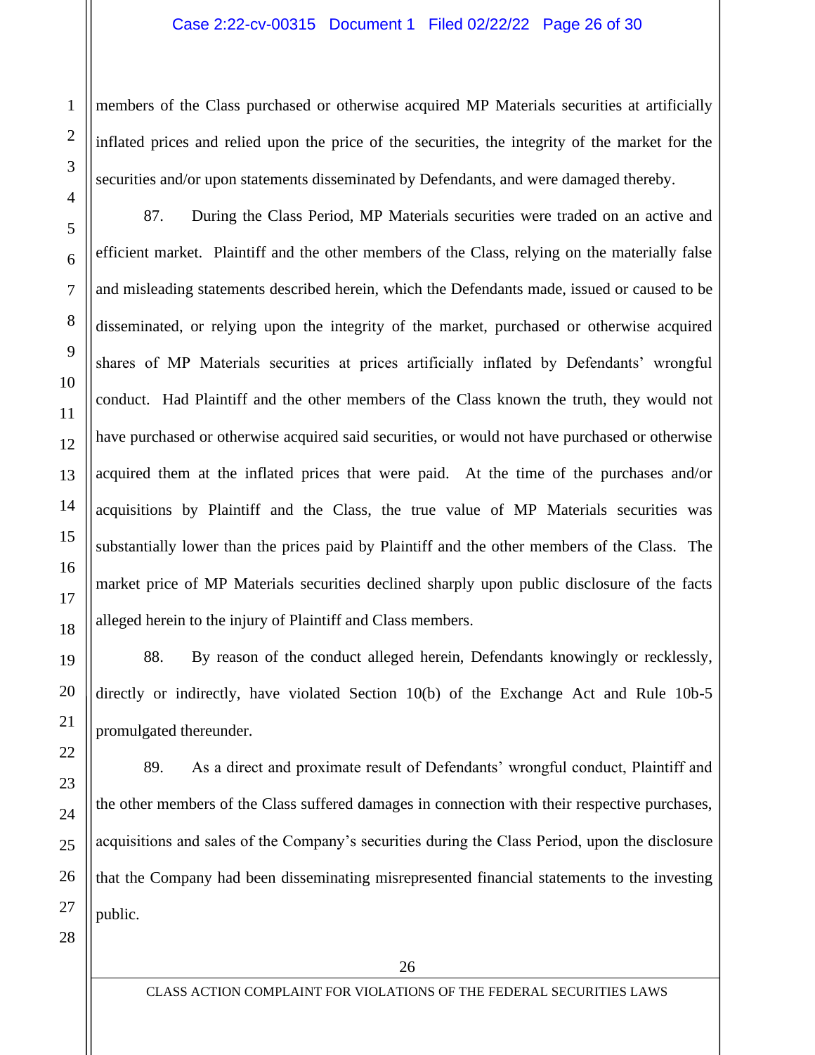members of the Class purchased or otherwise acquired MP Materials securities at artificially inflated prices and relied upon the price of the securities, the integrity of the market for the securities and/or upon statements disseminated by Defendants, and were damaged thereby.

87. During the Class Period, MP Materials securities were traded on an active and efficient market. Plaintiff and the other members of the Class, relying on the materially false and misleading statements described herein, which the Defendants made, issued or caused to be disseminated, or relying upon the integrity of the market, purchased or otherwise acquired shares of MP Materials securities at prices artificially inflated by Defendants' wrongful conduct. Had Plaintiff and the other members of the Class known the truth, they would not have purchased or otherwise acquired said securities, or would not have purchased or otherwise acquired them at the inflated prices that were paid. At the time of the purchases and/or acquisitions by Plaintiff and the Class, the true value of MP Materials securities was substantially lower than the prices paid by Plaintiff and the other members of the Class. The market price of MP Materials securities declined sharply upon public disclosure of the facts alleged herein to the injury of Plaintiff and Class members.

88. By reason of the conduct alleged herein, Defendants knowingly or recklessly, directly or indirectly, have violated Section 10(b) of the Exchange Act and Rule 10b-5 promulgated thereunder.

89. As a direct and proximate result of Defendants' wrongful conduct, Plaintiff and the other members of the Class suffered damages in connection with their respective purchases, acquisitions and sales of the Company's securities during the Class Period, upon the disclosure that the Company had been disseminating misrepresented financial statements to the investing public.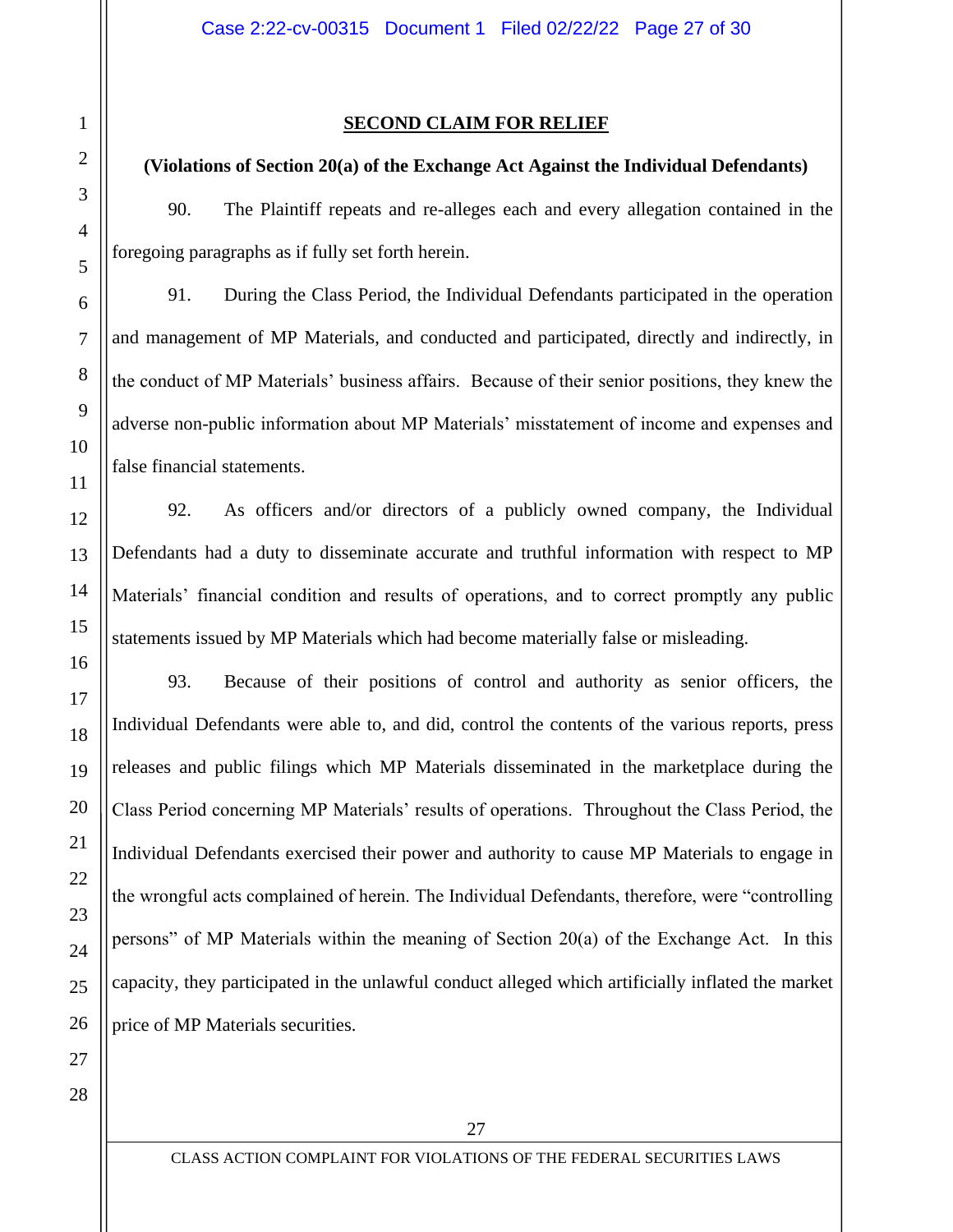## SECOND CLAIM FOR RELIEF

**(Violations of Section 20(a) of the Exchange Act Against the Individual Defendants)**

90. The Plaintiff repeats and re-alleges each and every allegation contained in the foregoing paragraphs as if fully set forth herein.

91. During the Class Period, the Individual Defendants participated in the operation and management of MP Materials, and conducted and participated, directly and indirectly, in the conduct of MP Materials' business affairs. Because of their senior positions, they knew the adverse non-public information about MP Materials' misstatement of income and expenses and false financial statements.

92. As officers and/or directors of a publicly owned company, the Individual Defendants had a duty to disseminate accurate and truthful information with respect to MP Materials' financial condition and results of operations, and to correct promptly any public statements issued by MP Materials which had become materially false or misleading.

93. Because of their positions of control and authority as senior officers, the Individual Defendants were able to, and did, control the contents of the various reports, press releases and public filings which MP Materials disseminated in the marketplace during the Class Period concerning MP Materials' results of operations. Throughout the Class Period, the Individual Defendants exercised their power and authority to cause MP Materials to engage in the wrongful acts complained of herein. The Individual Defendants, therefore, were "controlling persons" of MP Materials within the meaning of Section 20(a) of the Exchange Act. In this capacity, they participated in the unlawful conduct alleged which artificially inflated the market price of MP Materials securities.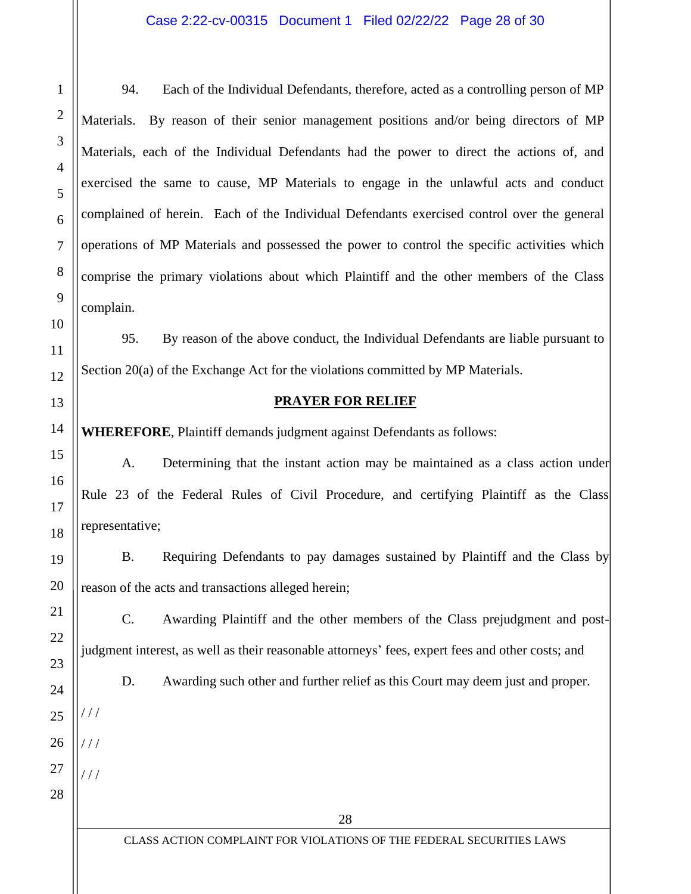94. Each of the Individual Defendants, therefore, acted as a controlling person of MP Materials. By reason of their senior management positions and/or being directors of MP Materials, each of the Individual Defendants had the power to direct the actions of, and exercised the same to cause, MP Materials to engage in the unlawful acts and conduct complained of herein. Each of the Individual Defendants exercised control over the general operations of MP Materials and possessed the power to control the specific activities which comprise the primary violations about which Plaintiff and the other members of the Class complain.

95. By reason of the above conduct, the Individual Defendants are liable pursuant to Section 20(a) of the Exchange Act for the violations committed by MP Materials.

## PRAYER FOR RELIEF

**WHEREFORE**, Plaintiff demands judgment against Defendants as follows:

A. Determining that the instant action may be maintained as a class action under Rule 23 of the Federal Rules of Civil Procedure, and certifying Plaintiff as the Class representative;

B. Requiring Defendants to pay damages sustained by Plaintiff and the Class by reason of the acts and transactions alleged herein;

C. Awarding Plaintiff and the other members of the Class prejudgment and post-judgment interest, as well as their reasonable attorneys' fees, expert fees and other costs; and

D. Awarding such other and further relief as this Court may deem just and proper.

/ / /

/ / /

/ / /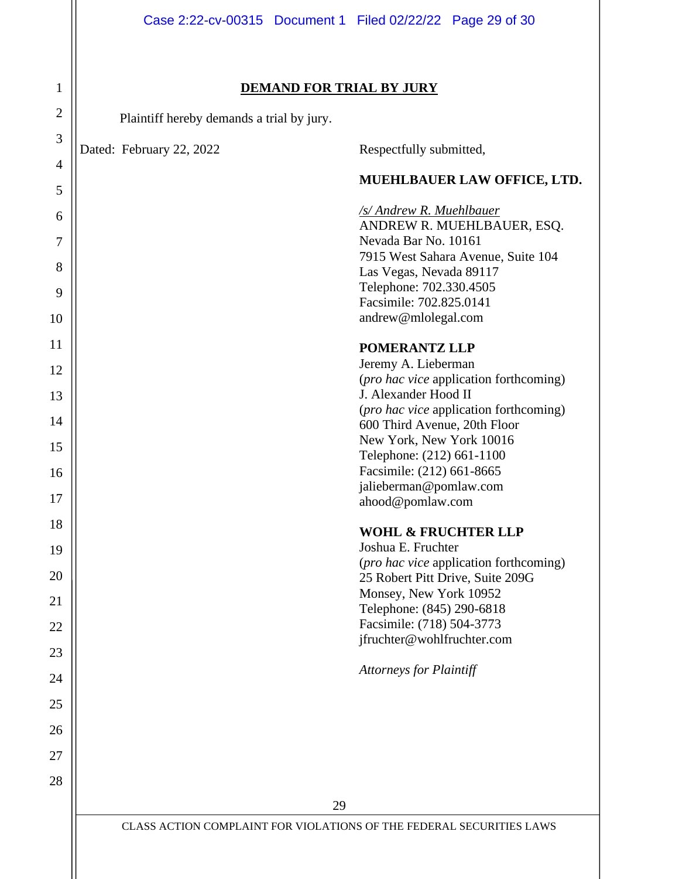## DEMAND FOR TRIAL BY JURY

Plaintiff hereby demands a trial by jury.

Dated: February 22, 2022

Respectfully submitted,

**MUEHLBAUER LAW OFFICE, LTD.**

*/s/ Andrew R. Muehlbauer*
ANDREW R. MUEHLBAUER, ESQ.
Nevada Bar No. 10161
7915 West Sahara Avenue, Suite 104
Las Vegas, Nevada 89117
Telephone: 702.330.4505
Facsimile: 702.825.0141
andrew@mlolegal.com

**POMERANTZ LLP**
Jeremy A. Lieberman
(*pro hac vice* application forthcoming)
J. Alexander Hood II
(*pro hac vice* application forthcoming)
600 Third Avenue, 20th Floor
New York, New York 10016
Telephone: (212) 661-1100
Facsimile: (212) 661-8665
jalieberman@pomlaw.com
ahood@pomlaw.com

**WOHL & FRUCHTER LLP**
Joshua E. Fruchter
(*pro hac vice* application forthcoming)
25 Robert Pitt Drive, Suite 209G
Monsey, New York 10952
Telephone: (845) 290-6818
Facsimile: (718) 504-3773
jfruchter@wohlfruchter.com

*Attorneys for Plaintiff*